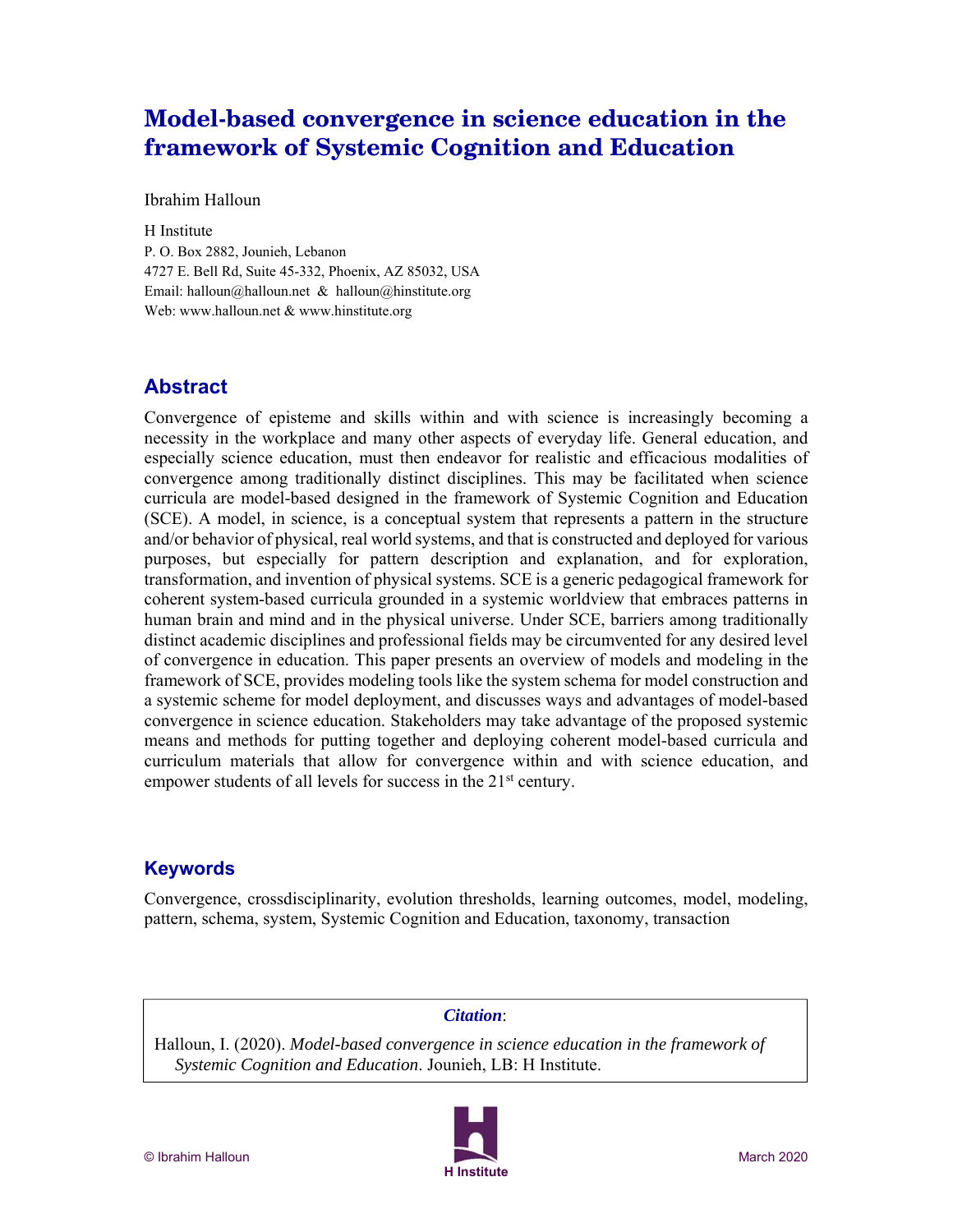# Model-based convergence in science education in the framework of Systemic Cognition and Education

Ibrahim Halloun

H Institute
P. O. Box 2882, Jounieh, Lebanon
4727 E. Bell Rd, Suite 45-332, Phoenix, AZ 85032, USA
Email: halloun@halloun.net & halloun@hinstitute.org
Web: www.halloun.net & www.hinstitute.org

## Abstract

Convergence of episteme and skills within and with science is increasingly becoming a necessity in the workplace and many other aspects of everyday life. General education, and especially science education, must then endeavor for realistic and efficacious modalities of convergence among traditionally distinct disciplines. This may be facilitated when science curricula are model-based designed in the framework of Systemic Cognition and Education (SCE). A model, in science, is a conceptual system that represents a pattern in the structure and/or behavior of physical, real world systems, and that is constructed and deployed for various purposes, but especially for pattern description and explanation, and for exploration, transformation, and invention of physical systems. SCE is a generic pedagogical framework for coherent system-based curricula grounded in a systemic worldview that embraces patterns in human brain and mind and in the physical universe. Under SCE, barriers among traditionally distinct academic disciplines and professional fields may be circumvented for any desired level of convergence in education. This paper presents an overview of models and modeling in the framework of SCE, provides modeling tools like the system schema for model construction and a systemic scheme for model deployment, and discusses ways and advantages of model-based convergence in science education. Stakeholders may take advantage of the proposed systemic means and methods for putting together and deploying coherent model-based curricula and curriculum materials that allow for convergence within and with science education, and empower students of all levels for success in the 21st century.

## Keywords

Convergence, crossdisciplinarity, evolution thresholds, learning outcomes, model, modeling, pattern, schema, system, Systemic Cognition and Education, taxonomy, transaction

***Citation*:**

Halloun, I. (2020). *Model-based convergence in science education in the framework of Systemic Cognition and Education*. Jounieh, LB: H Institute.

© Ibrahim Halloun — H Institute — March 2020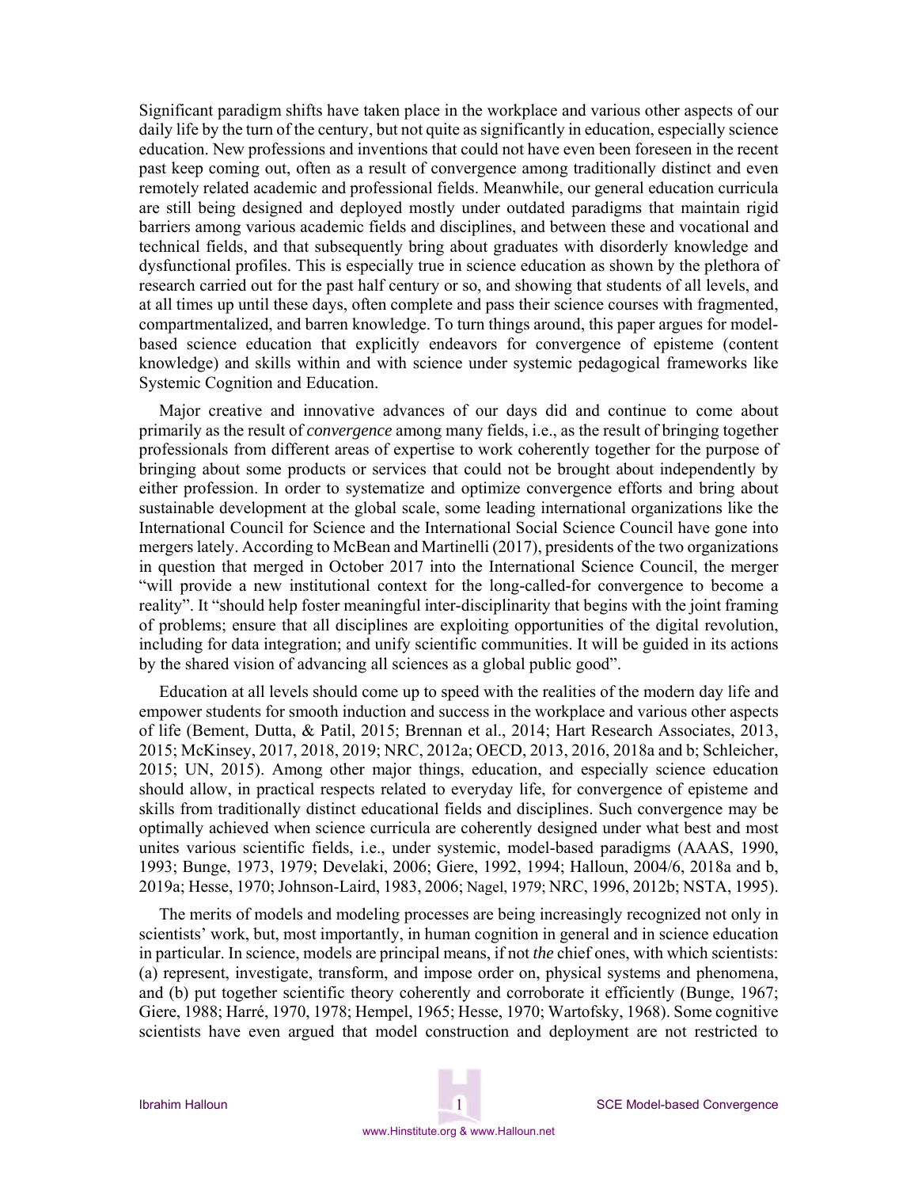Significant paradigm shifts have taken place in the workplace and various other aspects of our daily life by the turn of the century, but not quite as significantly in education, especially science education. New professions and inventions that could not have even been foreseen in the recent past keep coming out, often as a result of convergence among traditionally distinct and even remotely related academic and professional fields. Meanwhile, our general education curricula are still being designed and deployed mostly under outdated paradigms that maintain rigid barriers among various academic fields and disciplines, and between these and vocational and technical fields, and that subsequently bring about graduates with disorderly knowledge and dysfunctional profiles. This is especially true in science education as shown by the plethora of research carried out for the past half century or so, and showing that students of all levels, and at all times up until these days, often complete and pass their science courses with fragmented, compartmentalized, and barren knowledge. To turn things around, this paper argues for model-based science education that explicitly endeavors for convergence of episteme (content knowledge) and skills within and with science under systemic pedagogical frameworks like Systemic Cognition and Education.

Major creative and innovative advances of our days did and continue to come about primarily as the result of *convergence* among many fields, i.e., as the result of bringing together professionals from different areas of expertise to work coherently together for the purpose of bringing about some products or services that could not be brought about independently by either profession. In order to systematize and optimize convergence efforts and bring about sustainable development at the global scale, some leading international organizations like the International Council for Science and the International Social Science Council have gone into mergers lately. According to McBean and Martinelli (2017), presidents of the two organizations in question that merged in October 2017 into the International Science Council, the merger "will provide a new institutional context for the long-called-for convergence to become a reality". It "should help foster meaningful inter-disciplinarity that begins with the joint framing of problems; ensure that all disciplines are exploiting opportunities of the digital revolution, including for data integration; and unify scientific communities. It will be guided in its actions by the shared vision of advancing all sciences as a global public good".

Education at all levels should come up to speed with the realities of the modern day life and empower students for smooth induction and success in the workplace and various other aspects of life (Bement, Dutta, & Patil, 2015; Brennan et al., 2014; Hart Research Associates, 2013, 2015; McKinsey, 2017, 2018, 2019; NRC, 2012a; OECD, 2013, 2016, 2018a and b; Schleicher, 2015; UN, 2015). Among other major things, education, and especially science education should allow, in practical respects related to everyday life, for convergence of episteme and skills from traditionally distinct educational fields and disciplines. Such convergence may be optimally achieved when science curricula are coherently designed under what best and most unites various scientific fields, i.e., under systemic, model-based paradigms (AAAS, 1990, 1993; Bunge, 1973, 1979; Develaki, 2006; Giere, 1992, 1994; Halloun, 2004/6, 2018a and b, 2019a; Hesse, 1970; Johnson-Laird, 1983, 2006; Nagel, 1979; NRC, 1996, 2012b; NSTA, 1995).

The merits of models and modeling processes are being increasingly recognized not only in scientists' work, but, most importantly, in human cognition in general and in science education in particular. In science, models are principal means, if not *the* chief ones, with which scientists: (a) represent, investigate, transform, and impose order on, physical systems and phenomena, and (b) put together scientific theory coherently and corroborate it efficiently (Bunge, 1967; Giere, 1988; Harré, 1970, 1978; Hempel, 1965; Hesse, 1970; Wartofsky, 1968). Some cognitive scientists have even argued that model construction and deployment are not restricted to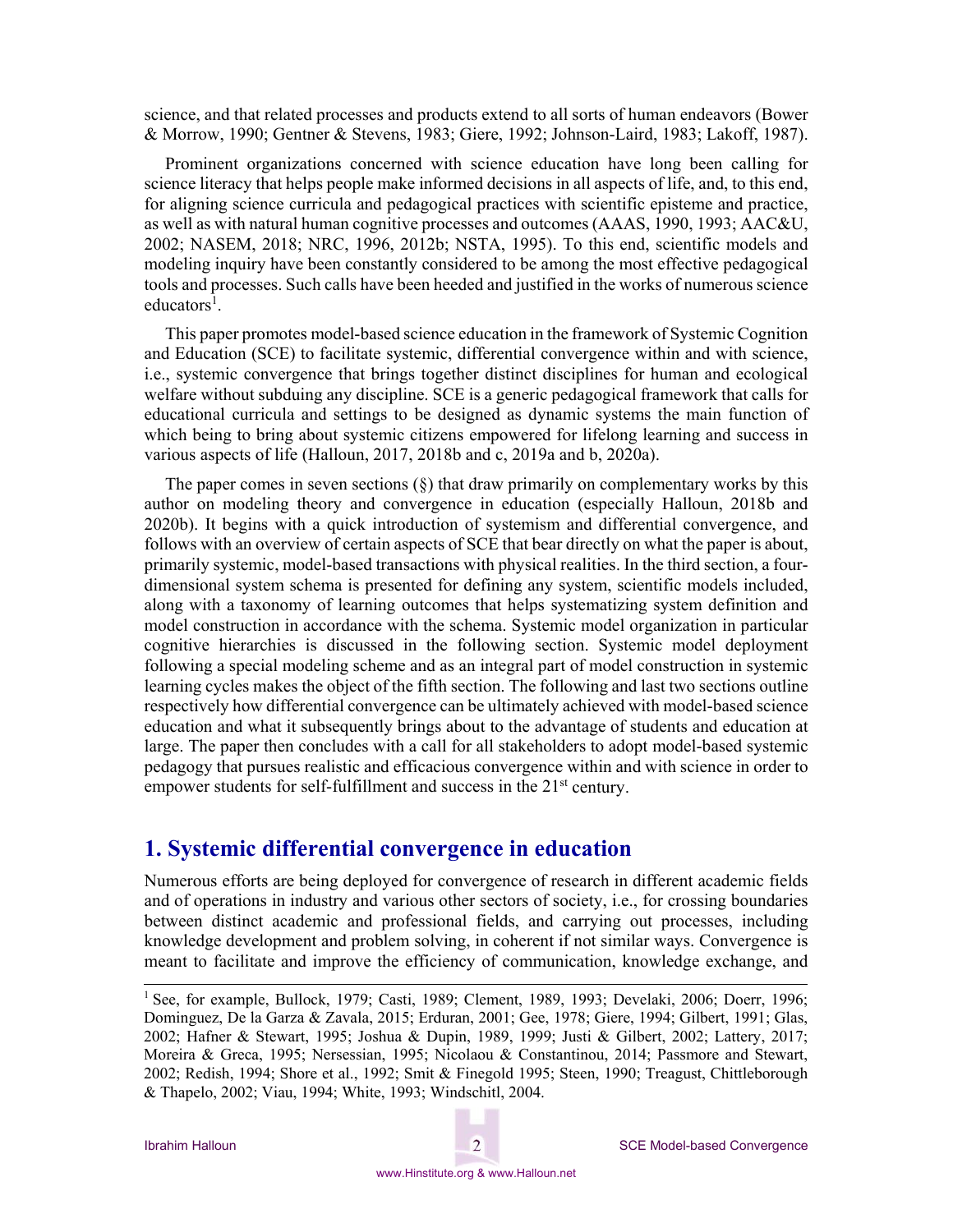science, and that related processes and products extend to all sorts of human endeavors (Bower & Morrow, 1990; Gentner & Stevens, 1983; Giere, 1992; Johnson-Laird, 1983; Lakoff, 1987).

Prominent organizations concerned with science education have long been calling for science literacy that helps people make informed decisions in all aspects of life, and, to this end, for aligning science curricula and pedagogical practices with scientific episteme and practice, as well as with natural human cognitive processes and outcomes (AAAS, 1990, 1993; AAC&U, 2002; NASEM, 2018; NRC, 1996, 2012b; NSTA, 1995). To this end, scientific models and modeling inquiry have been constantly considered to be among the most effective pedagogical tools and processes. Such calls have been heeded and justified in the works of numerous science educators[1].

This paper promotes model-based science education in the framework of Systemic Cognition and Education (SCE) to facilitate systemic, differential convergence within and with science, i.e., systemic convergence that brings together distinct disciplines for human and ecological welfare without subduing any discipline. SCE is a generic pedagogical framework that calls for educational curricula and settings to be designed as dynamic systems the main function of which being to bring about systemic citizens empowered for lifelong learning and success in various aspects of life (Halloun, 2017, 2018b and c, 2019a and b, 2020a).

The paper comes in seven sections (§) that draw primarily on complementary works by this author on modeling theory and convergence in education (especially Halloun, 2018b and 2020b). It begins with a quick introduction of systemism and differential convergence, and follows with an overview of certain aspects of SCE that bear directly on what the paper is about, primarily systemic, model-based transactions with physical realities. In the third section, a four-dimensional system schema is presented for defining any system, scientific models included, along with a taxonomy of learning outcomes that helps systematizing system definition and model construction in accordance with the schema. Systemic model organization in particular cognitive hierarchies is discussed in the following section. Systemic model deployment following a special modeling scheme and as an integral part of model construction in systemic learning cycles makes the object of the fifth section. The following and last two sections outline respectively how differential convergence can be ultimately achieved with model-based science education and what it subsequently brings about to the advantage of students and education at large. The paper then concludes with a call for all stakeholders to adopt model-based systemic pedagogy that pursues realistic and efficacious convergence within and with science in order to empower students for self-fulfillment and success in the 21st century.

## 1. Systemic differential convergence in education

Numerous efforts are being deployed for convergence of research in different academic fields and of operations in industry and various other sectors of society, i.e., for crossing boundaries between distinct academic and professional fields, and carrying out processes, including knowledge development and problem solving, in coherent if not similar ways. Convergence is meant to facilitate and improve the efficiency of communication, knowledge exchange, and

[1] See, for example, Bullock, 1979; Casti, 1989; Clement, 1989, 1993; Develaki, 2006; Doerr, 1996; Dominguez, De la Garza & Zavala, 2015; Erduran, 2001; Gee, 1978; Giere, 1994; Gilbert, 1991; Glas, 2002; Hafner & Stewart, 1995; Joshua & Dupin, 1989, 1999; Justi & Gilbert, 2002; Lattery, 2017; Moreira & Greca, 1995; Nersessian, 1995; Nicolaou & Constantinou, 2014; Passmore and Stewart, 2002; Redish, 1994; Shore et al., 1992; Smit & Finegold 1995; Steen, 1990; Treagust, Chittleborough & Thapelo, 2002; Viau, 1994; White, 1993; Windschitl, 2004.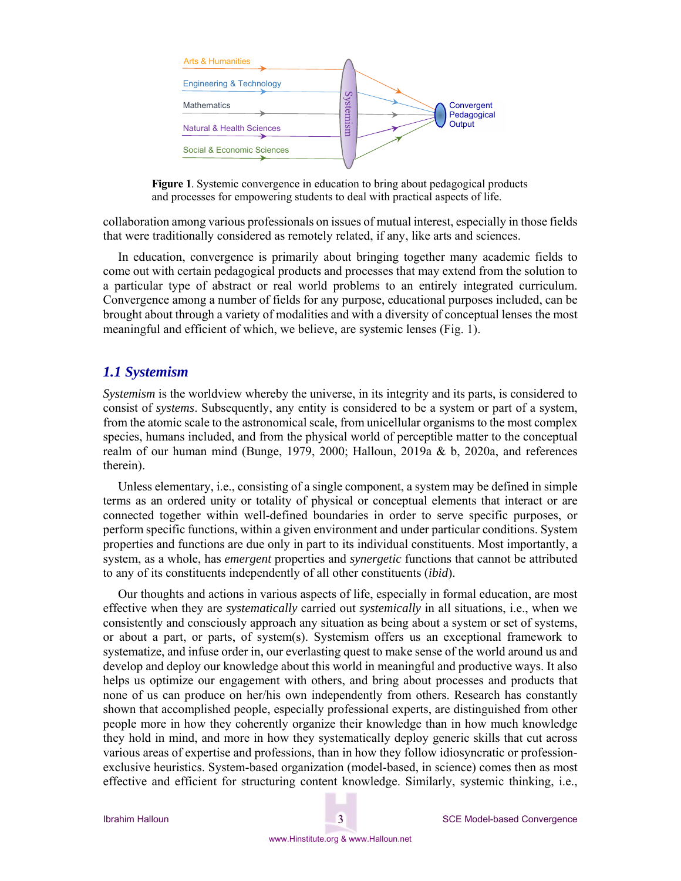**Figure 1**. Systemic convergence in education to bring about pedagogical products and processes for empowering students to deal with practical aspects of life.

collaboration among various professionals on issues of mutual interest, especially in those fields that were traditionally considered as remotely related, if any, like arts and sciences.

In education, convergence is primarily about bringing together many academic fields to come out with certain pedagogical products and processes that may extend from the solution to a particular type of abstract or real world problems to an entirely integrated curriculum. Convergence among a number of fields for any purpose, educational purposes included, can be brought about through a variety of modalities and with a diversity of conceptual lenses the most meaningful and efficient of which, we believe, are systemic lenses (Fig. 1).

## *1.1 Systemism*

*Systemism* is the worldview whereby the universe, in its integrity and its parts, is considered to consist of *systems*. Subsequently, any entity is considered to be a system or part of a system, from the atomic scale to the astronomical scale, from unicellular organisms to the most complex species, humans included, and from the physical world of perceptible matter to the conceptual realm of our human mind (Bunge, 1979, 2000; Halloun, 2019a & b, 2020a, and references therein).

Unless elementary, i.e., consisting of a single component, a system may be defined in simple terms as an ordered unity or totality of physical or conceptual elements that interact or are connected together within well-defined boundaries in order to serve specific purposes, or perform specific functions, within a given environment and under particular conditions. System properties and functions are due only in part to its individual constituents. Most importantly, a system, as a whole, has *emergent* properties and *synergetic* functions that cannot be attributed to any of its constituents independently of all other constituents (*ibid*).

Our thoughts and actions in various aspects of life, especially in formal education, are most effective when they are *systematically* carried out *systemically* in all situations, i.e., when we consistently and consciously approach any situation as being about a system or set of systems, or about a part, or parts, of system(s). Systemism offers us an exceptional framework to systematize, and infuse order in, our everlasting quest to make sense of the world around us and develop and deploy our knowledge about this world in meaningful and productive ways. It also helps us optimize our engagement with others, and bring about processes and products that none of us can produce on her/his own independently from others. Research has constantly shown that accomplished people, especially professional experts, are distinguished from other people more in how they coherently organize their knowledge than in how much knowledge they hold in mind, and more in how they systematically deploy generic skills that cut across various areas of expertise and professions, than in how they follow idiosyncratic or profession-exclusive heuristics. System-based organization (model-based, in science) comes then as most effective and efficient for structuring content knowledge. Similarly, systemic thinking, i.e.,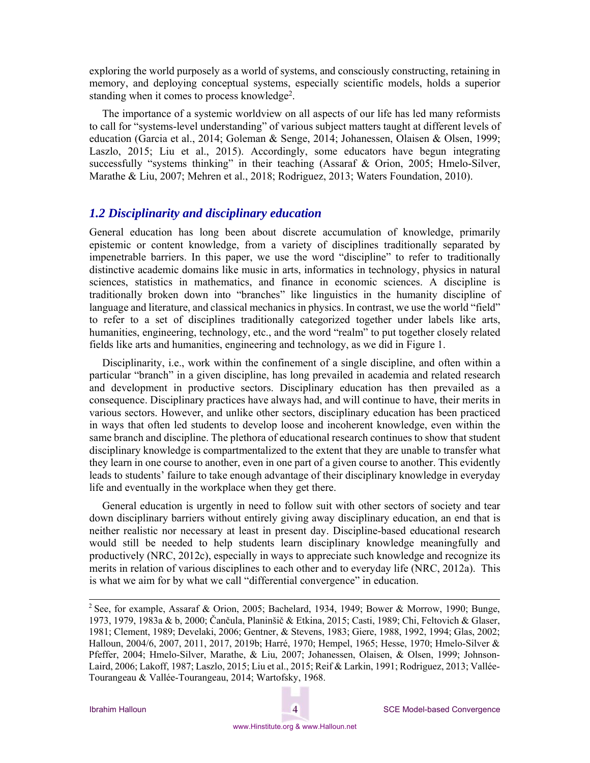exploring the world purposely as a world of systems, and consciously constructing, retaining in memory, and deploying conceptual systems, especially scientific models, holds a superior standing when it comes to process knowledge[2].

The importance of a systemic worldview on all aspects of our life has led many reformists to call for "systems-level understanding" of various subject matters taught at different levels of education (Garcia et al., 2014; Goleman & Senge, 2014; Johanessen, Olaisen & Olsen, 1999; Laszlo, 2015; Liu et al., 2015). Accordingly, some educators have begun integrating successfully "systems thinking" in their teaching (Assaraf & Orion, 2005; Hmelo-Silver, Marathe & Liu, 2007; Mehren et al., 2018; Rodriguez, 2013; Waters Foundation, 2010).

## 1.2 Disciplinarity and disciplinary education

General education has long been about discrete accumulation of knowledge, primarily epistemic or content knowledge, from a variety of disciplines traditionally separated by impenetrable barriers. In this paper, we use the word "discipline" to refer to traditionally distinctive academic domains like music in arts, informatics in technology, physics in natural sciences, statistics in mathematics, and finance in economic sciences. A discipline is traditionally broken down into "branches" like linguistics in the humanity discipline of language and literature, and classical mechanics in physics. In contrast, we use the world "field" to refer to a set of disciplines traditionally categorized together under labels like arts, humanities, engineering, technology, etc., and the word "realm" to put together closely related fields like arts and humanities, engineering and technology, as we did in Figure 1.

Disciplinarity, i.e., work within the confinement of a single discipline, and often within a particular "branch" in a given discipline, has long prevailed in academia and related research and development in productive sectors. Disciplinary education has then prevailed as a consequence. Disciplinary practices have always had, and will continue to have, their merits in various sectors. However, and unlike other sectors, disciplinary education has been practiced in ways that often led students to develop loose and incoherent knowledge, even within the same branch and discipline. The plethora of educational research continues to show that student disciplinary knowledge is compartmentalized to the extent that they are unable to transfer what they learn in one course to another, even in one part of a given course to another. This evidently leads to students' failure to take enough advantage of their disciplinary knowledge in everyday life and eventually in the workplace when they get there.

General education is urgently in need to follow suit with other sectors of society and tear down disciplinary barriers without entirely giving away disciplinary education, an end that is neither realistic nor necessary at least in present day. Discipline-based educational research would still be needed to help students learn disciplinary knowledge meaningfully and productively (NRC, 2012c), especially in ways to appreciate such knowledge and recognize its merits in relation of various disciplines to each other and to everyday life (NRC, 2012a). This is what we aim for by what we call "differential convergence" in education.

---

[2] See, for example, Assaraf & Orion, 2005; Bachelard, 1934, 1949; Bower & Morrow, 1990; Bunge, 1973, 1979, 1983a & b, 2000; Čančula, Planinšič & Etkina, 2015; Casti, 1989; Chi, Feltovich & Glaser, 1981; Clement, 1989; Develaki, 2006; Gentner, & Stevens, 1983; Giere, 1988, 1992, 1994; Glas, 2002; Halloun, 2004/6, 2007, 2011, 2017, 2019b; Harré, 1970; Hempel, 1965; Hesse, 1970; Hmelo-Silver & Pfeffer, 2004; Hmelo-Silver, Marathe, & Liu, 2007; Johanessen, Olaisen, & Olsen, 1999; Johnson-Laird, 2006; Lakoff, 1987; Laszlo, 2015; Liu et al., 2015; Reif & Larkin, 1991; Rodriguez, 2013; Vallée-Tourangeau & Vallée-Tourangeau, 2014; Wartofsky, 1968.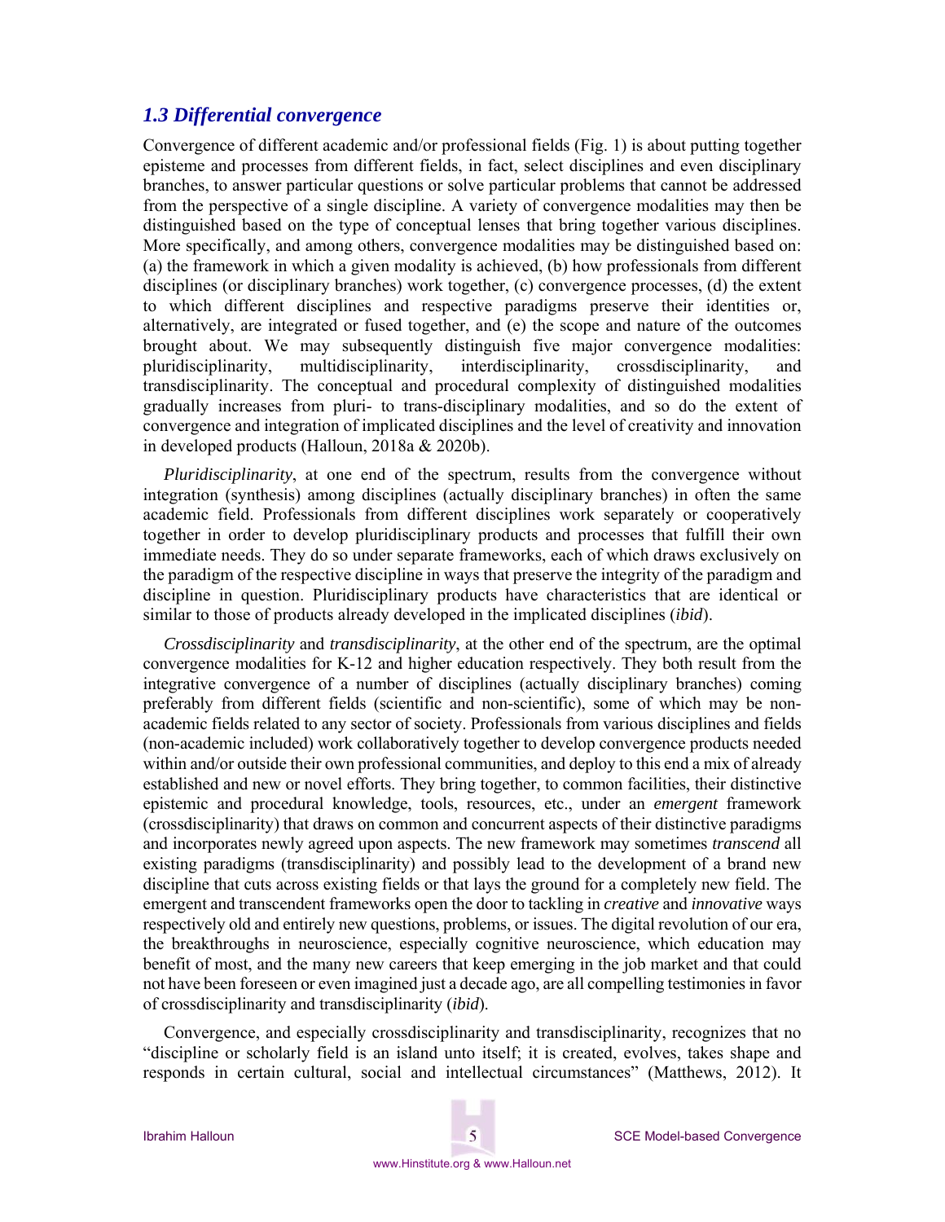### *1.3 Differential convergence*

Convergence of different academic and/or professional fields (Fig. 1) is about putting together episteme and processes from different fields, in fact, select disciplines and even disciplinary branches, to answer particular questions or solve particular problems that cannot be addressed from the perspective of a single discipline. A variety of convergence modalities may then be distinguished based on the type of conceptual lenses that bring together various disciplines. More specifically, and among others, convergence modalities may be distinguished based on: (a) the framework in which a given modality is achieved, (b) how professionals from different disciplines (or disciplinary branches) work together, (c) convergence processes, (d) the extent to which different disciplines and respective paradigms preserve their identities or, alternatively, are integrated or fused together, and (e) the scope and nature of the outcomes brought about. We may subsequently distinguish five major convergence modalities: pluridisciplinarity, multidisciplinarity, interdisciplinarity, crossdisciplinarity, and transdisciplinarity. The conceptual and procedural complexity of distinguished modalities gradually increases from pluri- to trans-disciplinary modalities, and so do the extent of convergence and integration of implicated disciplines and the level of creativity and innovation in developed products (Halloun, 2018a & 2020b).

*Pluridisciplinarity*, at one end of the spectrum, results from the convergence without integration (synthesis) among disciplines (actually disciplinary branches) in often the same academic field. Professionals from different disciplines work separately or cooperatively together in order to develop pluridisciplinary products and processes that fulfill their own immediate needs. They do so under separate frameworks, each of which draws exclusively on the paradigm of the respective discipline in ways that preserve the integrity of the paradigm and discipline in question. Pluridisciplinary products have characteristics that are identical or similar to those of products already developed in the implicated disciplines (*ibid*).

*Crossdisciplinarity* and *transdisciplinarity*, at the other end of the spectrum, are the optimal convergence modalities for K-12 and higher education respectively. They both result from the integrative convergence of a number of disciplines (actually disciplinary branches) coming preferably from different fields (scientific and non-scientific), some of which may be non-academic fields related to any sector of society. Professionals from various disciplines and fields (non-academic included) work collaboratively together to develop convergence products needed within and/or outside their own professional communities, and deploy to this end a mix of already established and new or novel efforts. They bring together, to common facilities, their distinctive epistemic and procedural knowledge, tools, resources, etc., under an *emergent* framework (crossdisciplinarity) that draws on common and concurrent aspects of their distinctive paradigms and incorporates newly agreed upon aspects. The new framework may sometimes *transcend* all existing paradigms (transdisciplinarity) and possibly lead to the development of a brand new discipline that cuts across existing fields or that lays the ground for a completely new field. The emergent and transcendent frameworks open the door to tackling in *creative* and *innovative* ways respectively old and entirely new questions, problems, or issues. The digital revolution of our era, the breakthroughs in neuroscience, especially cognitive neuroscience, which education may benefit of most, and the many new careers that keep emerging in the job market and that could not have been foreseen or even imagined just a decade ago, are all compelling testimonies in favor of crossdisciplinarity and transdisciplinarity (*ibid*).

Convergence, and especially crossdisciplinarity and transdisciplinarity, recognizes that no "discipline or scholarly field is an island unto itself; it is created, evolves, takes shape and responds in certain cultural, social and intellectual circumstances" (Matthews, 2012). It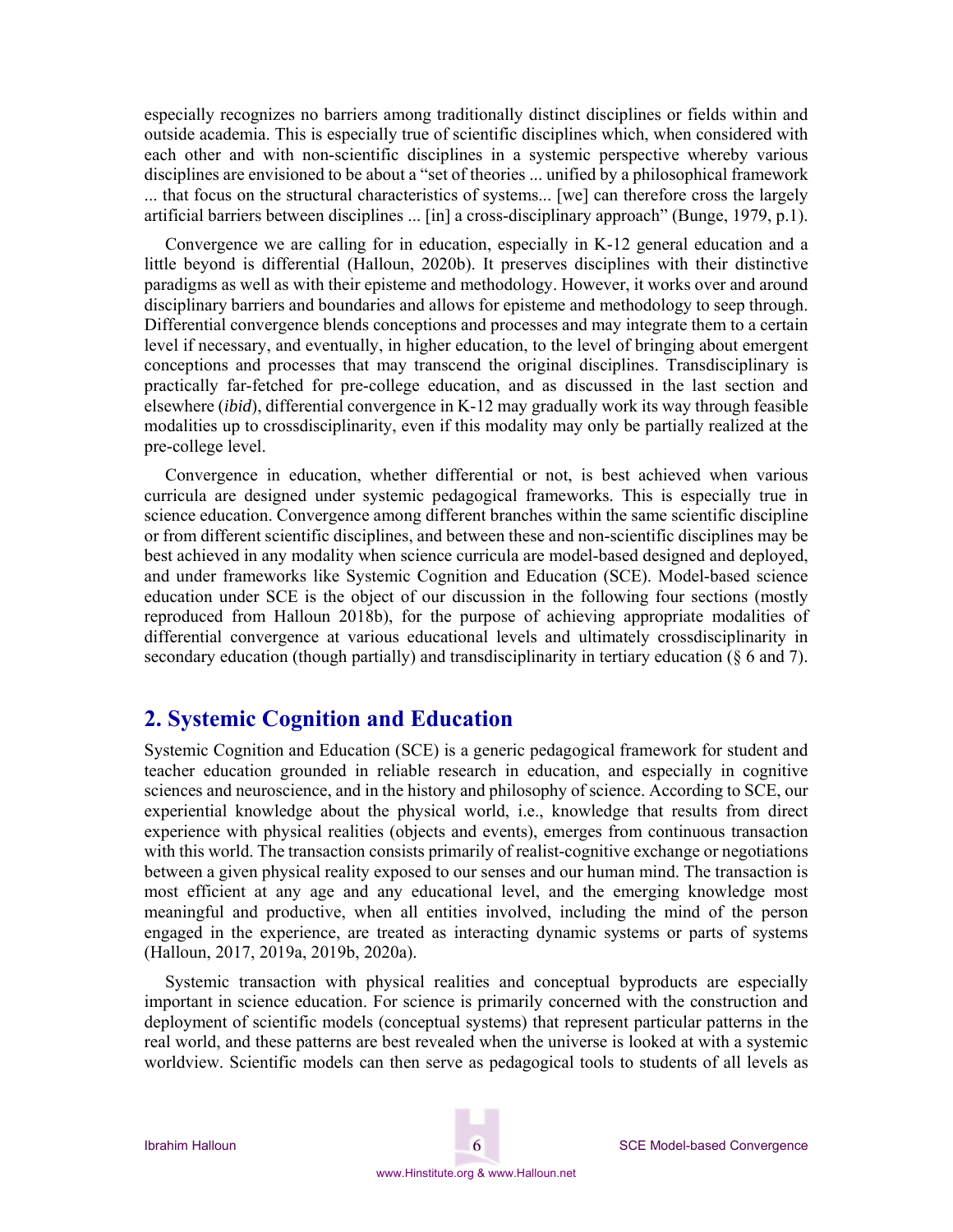especially recognizes no barriers among traditionally distinct disciplines or fields within and outside academia. This is especially true of scientific disciplines which, when considered with each other and with non-scientific disciplines in a systemic perspective whereby various disciplines are envisioned to be about a "set of theories ... unified by a philosophical framework ... that focus on the structural characteristics of systems... [we] can therefore cross the largely artificial barriers between disciplines ... [in] a cross-disciplinary approach" (Bunge, 1979, p.1).

Convergence we are calling for in education, especially in K-12 general education and a little beyond is differential (Halloun, 2020b). It preserves disciplines with their distinctive paradigms as well as with their episteme and methodology. However, it works over and around disciplinary barriers and boundaries and allows for episteme and methodology to seep through. Differential convergence blends conceptions and processes and may integrate them to a certain level if necessary, and eventually, in higher education, to the level of bringing about emergent conceptions and processes that may transcend the original disciplines. Transdisciplinary is practically far-fetched for pre-college education, and as discussed in the last section and elsewhere (*ibid*), differential convergence in K-12 may gradually work its way through feasible modalities up to crossdisciplinarity, even if this modality may only be partially realized at the pre-college level.

Convergence in education, whether differential or not, is best achieved when various curricula are designed under systemic pedagogical frameworks. This is especially true in science education. Convergence among different branches within the same scientific discipline or from different scientific disciplines, and between these and non-scientific disciplines may be best achieved in any modality when science curricula are model-based designed and deployed, and under frameworks like Systemic Cognition and Education (SCE). Model-based science education under SCE is the object of our discussion in the following four sections (mostly reproduced from Halloun 2018b), for the purpose of achieving appropriate modalities of differential convergence at various educational levels and ultimately crossdisciplinarity in secondary education (though partially) and transdisciplinarity in tertiary education (§ 6 and 7).

## 2. Systemic Cognition and Education

Systemic Cognition and Education (SCE) is a generic pedagogical framework for student and teacher education grounded in reliable research in education, and especially in cognitive sciences and neuroscience, and in the history and philosophy of science. According to SCE, our experiential knowledge about the physical world, i.e., knowledge that results from direct experience with physical realities (objects and events), emerges from continuous transaction with this world. The transaction consists primarily of realist-cognitive exchange or negotiations between a given physical reality exposed to our senses and our human mind. The transaction is most efficient at any age and any educational level, and the emerging knowledge most meaningful and productive, when all entities involved, including the mind of the person engaged in the experience, are treated as interacting dynamic systems or parts of systems (Halloun, 2017, 2019a, 2019b, 2020a).

Systemic transaction with physical realities and conceptual byproducts are especially important in science education. For science is primarily concerned with the construction and deployment of scientific models (conceptual systems) that represent particular patterns in the real world, and these patterns are best revealed when the universe is looked at with a systemic worldview. Scientific models can then serve as pedagogical tools to students of all levels as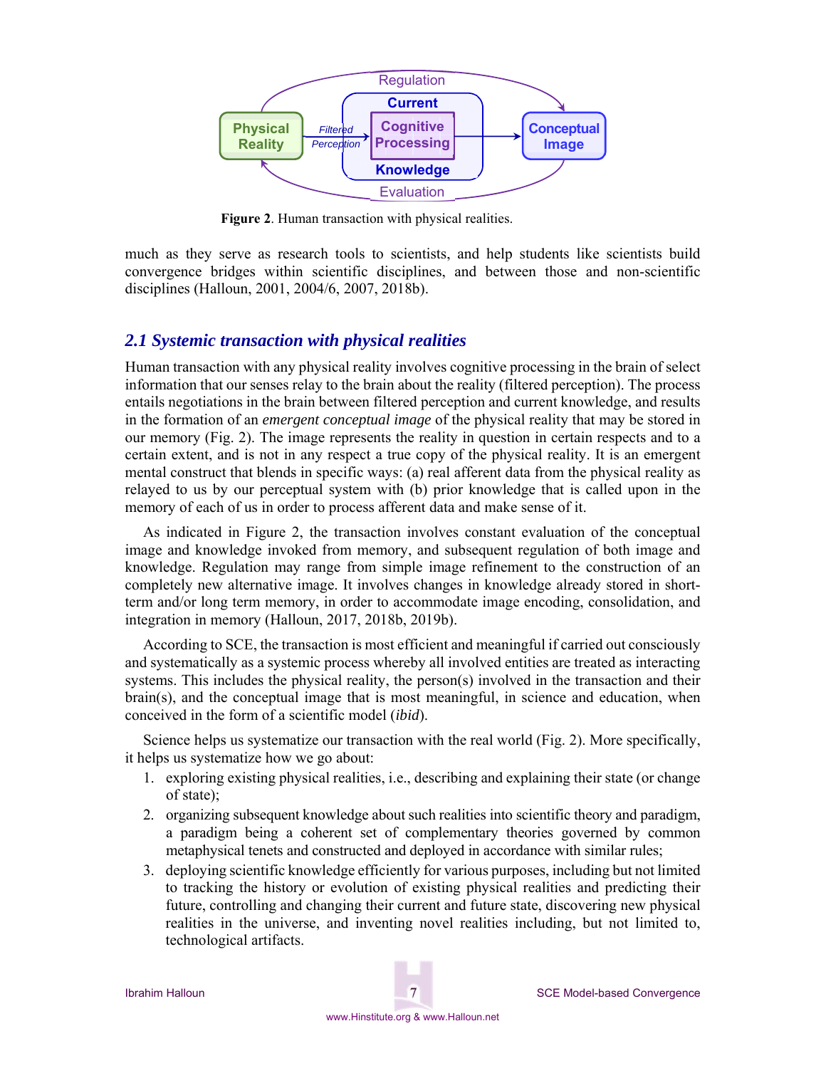Figure 2. Human transaction with physical realities.

much as they serve as research tools to scientists, and help students like scientists build convergence bridges within scientific disciplines, and between those and non-scientific disciplines (Halloun, 2001, 2004/6, 2007, 2018b).

## 2.1 Systemic transaction with physical realities

Human transaction with any physical reality involves cognitive processing in the brain of select information that our senses relay to the brain about the reality (filtered perception). The process entails negotiations in the brain between filtered perception and current knowledge, and results in the formation of an *emergent conceptual image* of the physical reality that may be stored in our memory (Fig. 2). The image represents the reality in question in certain respects and to a certain extent, and is not in any respect a true copy of the physical reality. It is an emergent mental construct that blends in specific ways: (a) real afferent data from the physical reality as relayed to us by our perceptual system with (b) prior knowledge that is called upon in the memory of each of us in order to process afferent data and make sense of it.

As indicated in Figure 2, the transaction involves constant evaluation of the conceptual image and knowledge invoked from memory, and subsequent regulation of both image and knowledge. Regulation may range from simple image refinement to the construction of an completely new alternative image. It involves changes in knowledge already stored in short-term and/or long term memory, in order to accommodate image encoding, consolidation, and integration in memory (Halloun, 2017, 2018b, 2019b).

According to SCE, the transaction is most efficient and meaningful if carried out consciously and systematically as a systemic process whereby all involved entities are treated as interacting systems. This includes the physical reality, the person(s) involved in the transaction and their brain(s), and the conceptual image that is most meaningful, in science and education, when conceived in the form of a scientific model (*ibid*).

Science helps us systematize our transaction with the real world (Fig. 2). More specifically, it helps us systematize how we go about:

1. exploring existing physical realities, i.e., describing and explaining their state (or change of state);
2. organizing subsequent knowledge about such realities into scientific theory and paradigm, a paradigm being a coherent set of complementary theories governed by common metaphysical tenets and constructed and deployed in accordance with similar rules;
3. deploying scientific knowledge efficiently for various purposes, including but not limited to tracking the history or evolution of existing physical realities and predicting their future, controlling and changing their current and future state, discovering new physical realities in the universe, and inventing novel realities including, but not limited to, technological artifacts.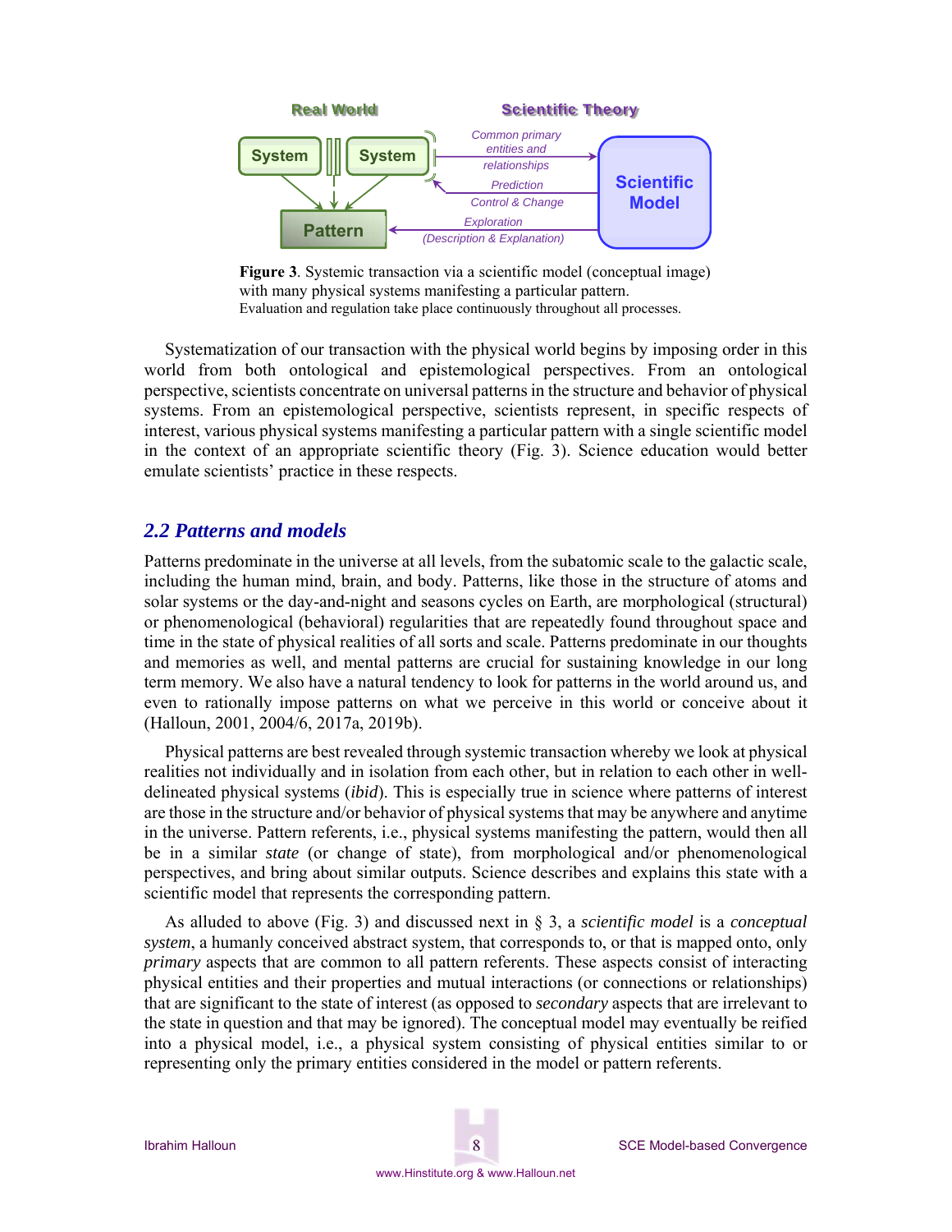Figure 3. Systemic transaction via a scientific model (conceptual image) with many physical systems manifesting a particular pattern.
Evaluation and regulation take place continuously throughout all processes.

Systematization of our transaction with the physical world begins by imposing order in this world from both ontological and epistemological perspectives. From an ontological perspective, scientists concentrate on universal patterns in the structure and behavior of physical systems. From an epistemological perspective, scientists represent, in specific respects of interest, various physical systems manifesting a particular pattern with a single scientific model in the context of an appropriate scientific theory (Fig. 3). Science education would better emulate scientists' practice in these respects.

## 2.2 Patterns and models

Patterns predominate in the universe at all levels, from the subatomic scale to the galactic scale, including the human mind, brain, and body. Patterns, like those in the structure of atoms and solar systems or the day-and-night and seasons cycles on Earth, are morphological (structural) or phenomenological (behavioral) regularities that are repeatedly found throughout space and time in the state of physical realities of all sorts and scale. Patterns predominate in our thoughts and memories as well, and mental patterns are crucial for sustaining knowledge in our long term memory. We also have a natural tendency to look for patterns in the world around us, and even to rationally impose patterns on what we perceive in this world or conceive about it (Halloun, 2001, 2004/6, 2017a, 2019b).

Physical patterns are best revealed through systemic transaction whereby we look at physical realities not individually and in isolation from each other, but in relation to each other in well-delineated physical systems (*ibid*). This is especially true in science where patterns of interest are those in the structure and/or behavior of physical systems that may be anywhere and anytime in the universe. Pattern referents, i.e., physical systems manifesting the pattern, would then all be in a similar *state* (or change of state), from morphological and/or phenomenological perspectives, and bring about similar outputs. Science describes and explains this state with a scientific model that represents the corresponding pattern.

As alluded to above (Fig. 3) and discussed next in § 3, a *scientific model* is a *conceptual system*, a humanly conceived abstract system, that corresponds to, or that is mapped onto, only *primary* aspects that are common to all pattern referents. These aspects consist of interacting physical entities and their properties and mutual interactions (or connections or relationships) that are significant to the state of interest (as opposed to *secondary* aspects that are irrelevant to the state in question and that may be ignored). The conceptual model may eventually be reified into a physical model, i.e., a physical system consisting of physical entities similar to or representing only the primary entities considered in the model or pattern referents.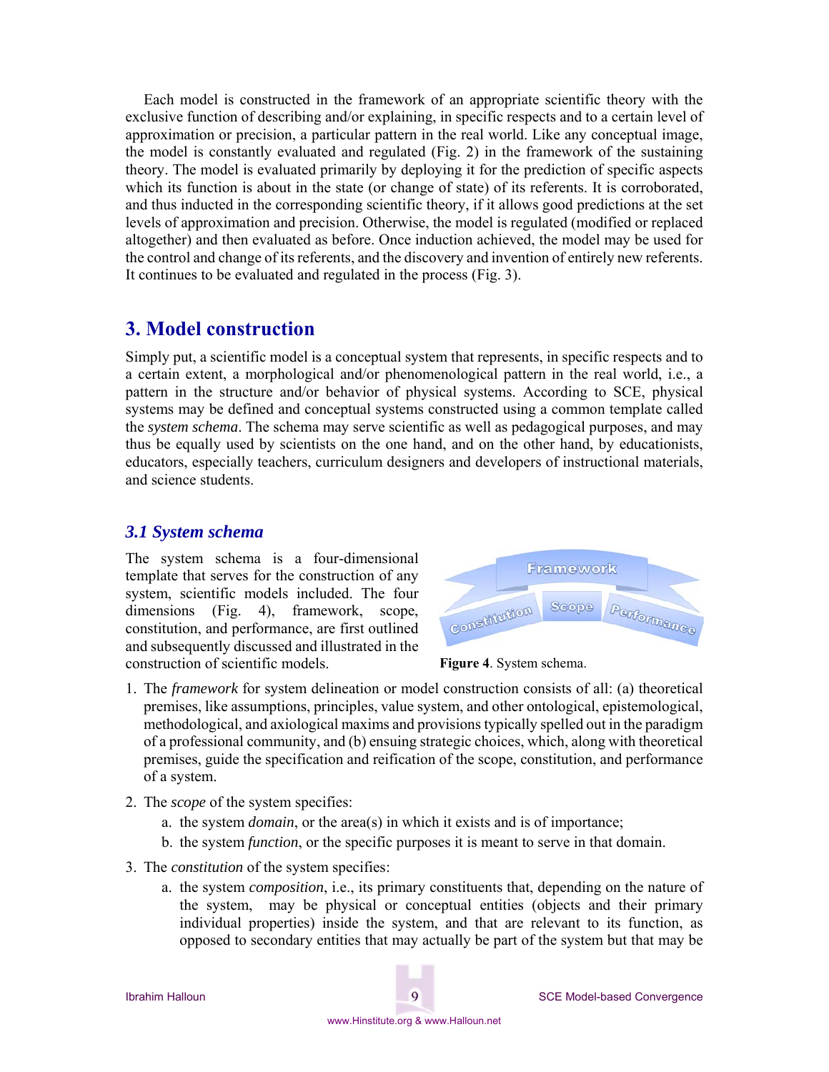Each model is constructed in the framework of an appropriate scientific theory with the exclusive function of describing and/or explaining, in specific respects and to a certain level of approximation or precision, a particular pattern in the real world. Like any conceptual image, the model is constantly evaluated and regulated (Fig. 2) in the framework of the sustaining theory. The model is evaluated primarily by deploying it for the prediction of specific aspects which its function is about in the state (or change of state) of its referents. It is corroborated, and thus inducted in the corresponding scientific theory, if it allows good predictions at the set levels of approximation and precision. Otherwise, the model is regulated (modified or replaced altogether) and then evaluated as before. Once induction achieved, the model may be used for the control and change of its referents, and the discovery and invention of entirely new referents. It continues to be evaluated and regulated in the process (Fig. 3).

## 3. Model construction

Simply put, a scientific model is a conceptual system that represents, in specific respects and to a certain extent, a morphological and/or phenomenological pattern in the real world, i.e., a pattern in the structure and/or behavior of physical systems. According to SCE, physical systems may be defined and conceptual systems constructed using a common template called the *system schema*. The schema may serve scientific as well as pedagogical purposes, and may thus be equally used by scientists on the one hand, and on the other hand, by educationists, educators, especially teachers, curriculum designers and developers of instructional materials, and science students.

### *3.1 System schema*

The system schema is a four-dimensional template that serves for the construction of any system, scientific models included. The four dimensions (Fig. 4), framework, scope, constitution, and performance, are first outlined and subsequently discussed and illustrated in the construction of scientific models.

Framework

Constitution | Scope | Performance

**Figure 4**. System schema.

1. The *framework* for system delineation or model construction consists of all: (a) theoretical premises, like assumptions, principles, value system, and other ontological, epistemological, methodological, and axiological maxims and provisions typically spelled out in the paradigm of a professional community, and (b) ensuing strategic choices, which, along with theoretical premises, guide the specification and reification of the scope, constitution, and performance of a system.
2. The *scope* of the system specifies:
   a. the system *domain*, or the area(s) in which it exists and is of importance;
   b. the system *function*, or the specific purposes it is meant to serve in that domain.
3. The *constitution* of the system specifies:
   a. the system *composition*, i.e., its primary constituents that, depending on the nature of the system, may be physical or conceptual entities (objects and their primary individual properties) inside the system, and that are relevant to its function, as opposed to secondary entities that may actually be part of the system but that may be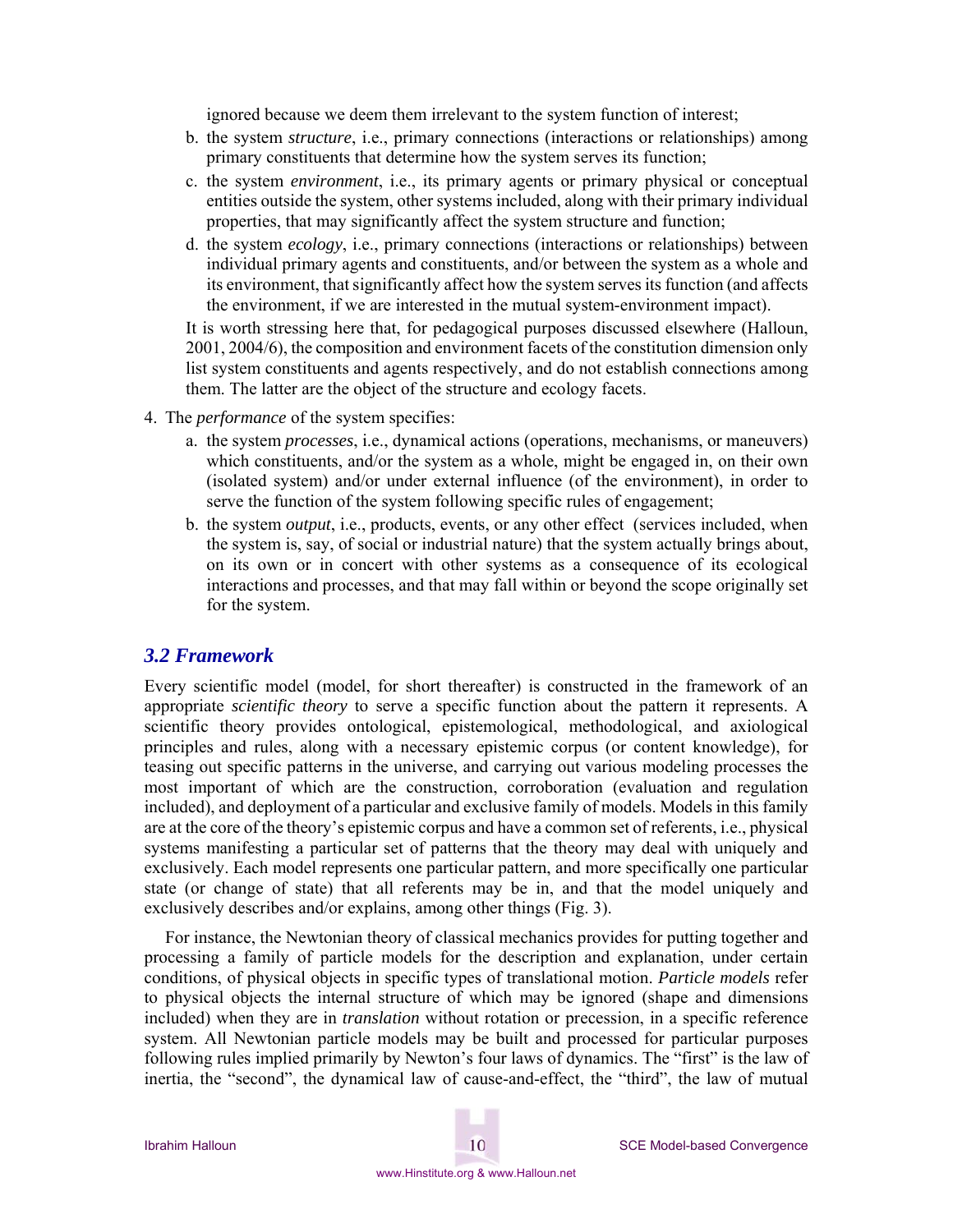ignored because we deem them irrelevant to the system function of interest;

b. the system *structure*, i.e., primary connections (interactions or relationships) among primary constituents that determine how the system serves its function;

c. the system *environment*, i.e., its primary agents or primary physical or conceptual entities outside the system, other systems included, along with their primary individual properties, that may significantly affect the system structure and function;

d. the system *ecology*, i.e., primary connections (interactions or relationships) between individual primary agents and constituents, and/or between the system as a whole and its environment, that significantly affect how the system serves its function (and affects the environment, if we are interested in the mutual system-environment impact).

It is worth stressing here that, for pedagogical purposes discussed elsewhere (Halloun, 2001, 2004/6), the composition and environment facets of the constitution dimension only list system constituents and agents respectively, and do not establish connections among them. The latter are the object of the structure and ecology facets.

4. The *performance* of the system specifies:

   a. the system *processes*, i.e., dynamical actions (operations, mechanisms, or maneuvers) which constituents, and/or the system as a whole, might be engaged in, on their own (isolated system) and/or under external influence (of the environment), in order to serve the function of the system following specific rules of engagement;

   b. the system *output*, i.e., products, events, or any other effect (services included, when the system is, say, of social or industrial nature) that the system actually brings about, on its own or in concert with other systems as a consequence of its ecological interactions and processes, and that may fall within or beyond the scope originally set for the system.

## *3.2 Framework*

Every scientific model (model, for short thereafter) is constructed in the framework of an appropriate *scientific theory* to serve a specific function about the pattern it represents. A scientific theory provides ontological, epistemological, methodological, and axiological principles and rules, along with a necessary epistemic corpus (or content knowledge), for teasing out specific patterns in the universe, and carrying out various modeling processes the most important of which are the construction, corroboration (evaluation and regulation included), and deployment of a particular and exclusive family of models. Models in this family are at the core of the theory's epistemic corpus and have a common set of referents, i.e., physical systems manifesting a particular set of patterns that the theory may deal with uniquely and exclusively. Each model represents one particular pattern, and more specifically one particular state (or change of state) that all referents may be in, and that the model uniquely and exclusively describes and/or explains, among other things (Fig. 3).

For instance, the Newtonian theory of classical mechanics provides for putting together and processing a family of particle models for the description and explanation, under certain conditions, of physical objects in specific types of translational motion. *Particle models* refer to physical objects the internal structure of which may be ignored (shape and dimensions included) when they are in *translation* without rotation or precession, in a specific reference system. All Newtonian particle models may be built and processed for particular purposes following rules implied primarily by Newton's four laws of dynamics. The "first" is the law of inertia, the "second", the dynamical law of cause-and-effect, the "third", the law of mutual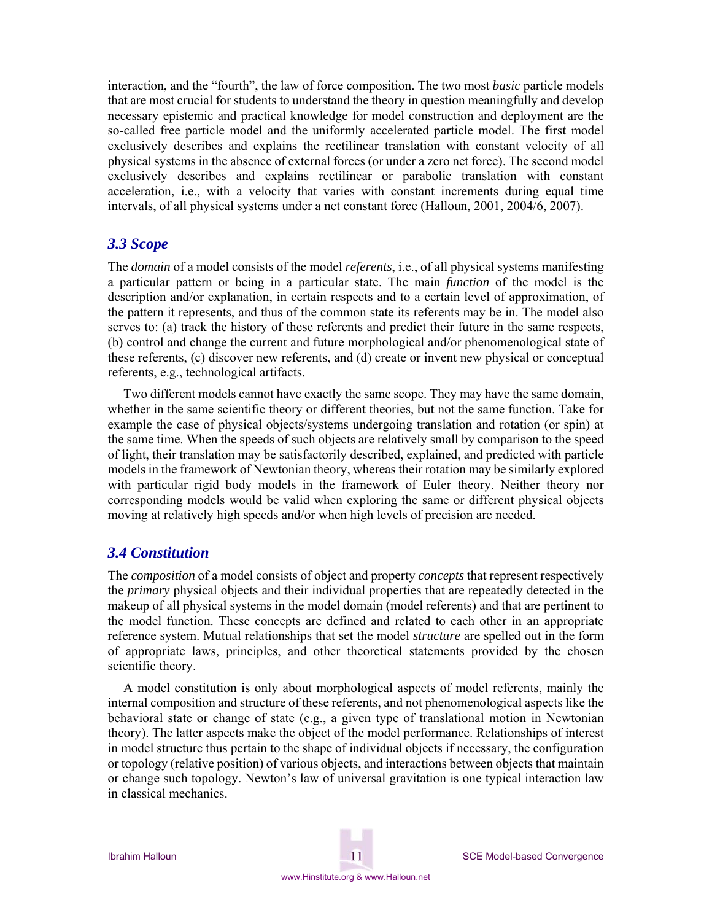interaction, and the "fourth", the law of force composition. The two most *basic* particle models that are most crucial for students to understand the theory in question meaningfully and develop necessary epistemic and practical knowledge for model construction and deployment are the so-called free particle model and the uniformly accelerated particle model. The first model exclusively describes and explains the rectilinear translation with constant velocity of all physical systems in the absence of external forces (or under a zero net force). The second model exclusively describes and explains rectilinear or parabolic translation with constant acceleration, i.e., with a velocity that varies with constant increments during equal time intervals, of all physical systems under a net constant force (Halloun, 2001, 2004/6, 2007).

### *3.3 Scope*

The *domain* of a model consists of the model *referents*, i.e., of all physical systems manifesting a particular pattern or being in a particular state. The main *function* of the model is the description and/or explanation, in certain respects and to a certain level of approximation, of the pattern it represents, and thus of the common state its referents may be in. The model also serves to: (a) track the history of these referents and predict their future in the same respects, (b) control and change the current and future morphological and/or phenomenological state of these referents, (c) discover new referents, and (d) create or invent new physical or conceptual referents, e.g., technological artifacts.

Two different models cannot have exactly the same scope. They may have the same domain, whether in the same scientific theory or different theories, but not the same function. Take for example the case of physical objects/systems undergoing translation and rotation (or spin) at the same time. When the speeds of such objects are relatively small by comparison to the speed of light, their translation may be satisfactorily described, explained, and predicted with particle models in the framework of Newtonian theory, whereas their rotation may be similarly explored with particular rigid body models in the framework of Euler theory. Neither theory nor corresponding models would be valid when exploring the same or different physical objects moving at relatively high speeds and/or when high levels of precision are needed.

### *3.4 Constitution*

The *composition* of a model consists of object and property *concepts* that represent respectively the *primary* physical objects and their individual properties that are repeatedly detected in the makeup of all physical systems in the model domain (model referents) and that are pertinent to the model function. These concepts are defined and related to each other in an appropriate reference system. Mutual relationships that set the model *structure* are spelled out in the form of appropriate laws, principles, and other theoretical statements provided by the chosen scientific theory.

A model constitution is only about morphological aspects of model referents, mainly the internal composition and structure of these referents, and not phenomenological aspects like the behavioral state or change of state (e.g., a given type of translational motion in Newtonian theory). The latter aspects make the object of the model performance. Relationships of interest in model structure thus pertain to the shape of individual objects if necessary, the configuration or topology (relative position) of various objects, and interactions between objects that maintain or change such topology. Newton's law of universal gravitation is one typical interaction law in classical mechanics.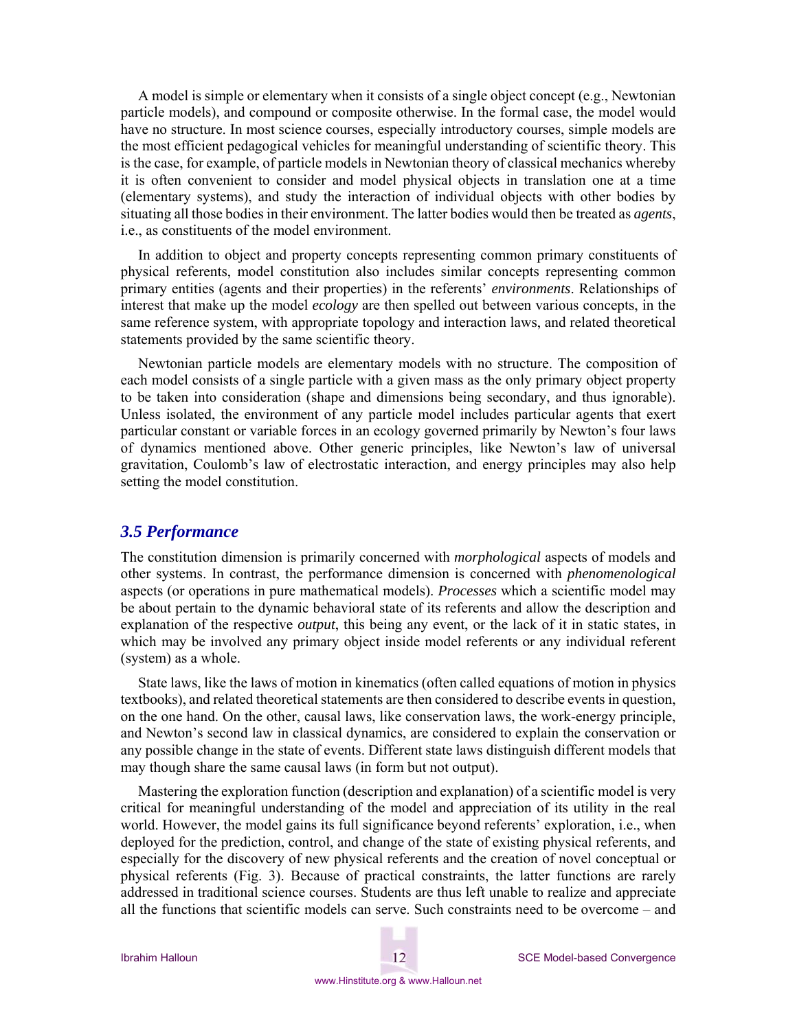A model is simple or elementary when it consists of a single object concept (e.g., Newtonian particle models), and compound or composite otherwise. In the formal case, the model would have no structure. In most science courses, especially introductory courses, simple models are the most efficient pedagogical vehicles for meaningful understanding of scientific theory. This is the case, for example, of particle models in Newtonian theory of classical mechanics whereby it is often convenient to consider and model physical objects in translation one at a time (elementary systems), and study the interaction of individual objects with other bodies by situating all those bodies in their environment. The latter bodies would then be treated as *agents*, i.e., as constituents of the model environment.

In addition to object and property concepts representing common primary constituents of physical referents, model constitution also includes similar concepts representing common primary entities (agents and their properties) in the referents' *environments*. Relationships of interest that make up the model *ecology* are then spelled out between various concepts, in the same reference system, with appropriate topology and interaction laws, and related theoretical statements provided by the same scientific theory.

Newtonian particle models are elementary models with no structure. The composition of each model consists of a single particle with a given mass as the only primary object property to be taken into consideration (shape and dimensions being secondary, and thus ignorable). Unless isolated, the environment of any particle model includes particular agents that exert particular constant or variable forces in an ecology governed primarily by Newton's four laws of dynamics mentioned above. Other generic principles, like Newton's law of universal gravitation, Coulomb's law of electrostatic interaction, and energy principles may also help setting the model constitution.

### *3.5 Performance*

The constitution dimension is primarily concerned with *morphological* aspects of models and other systems. In contrast, the performance dimension is concerned with *phenomenological* aspects (or operations in pure mathematical models). *Processes* which a scientific model may be about pertain to the dynamic behavioral state of its referents and allow the description and explanation of the respective *output*, this being any event, or the lack of it in static states, in which may be involved any primary object inside model referents or any individual referent (system) as a whole.

State laws, like the laws of motion in kinematics (often called equations of motion in physics textbooks), and related theoretical statements are then considered to describe events in question, on the one hand. On the other, causal laws, like conservation laws, the work-energy principle, and Newton's second law in classical dynamics, are considered to explain the conservation or any possible change in the state of events. Different state laws distinguish different models that may though share the same causal laws (in form but not output).

Mastering the exploration function (description and explanation) of a scientific model is very critical for meaningful understanding of the model and appreciation of its utility in the real world. However, the model gains its full significance beyond referents' exploration, i.e., when deployed for the prediction, control, and change of the state of existing physical referents, and especially for the discovery of new physical referents and the creation of novel conceptual or physical referents (Fig. 3). Because of practical constraints, the latter functions are rarely addressed in traditional science courses. Students are thus left unable to realize and appreciate all the functions that scientific models can serve. Such constraints need to be overcome – and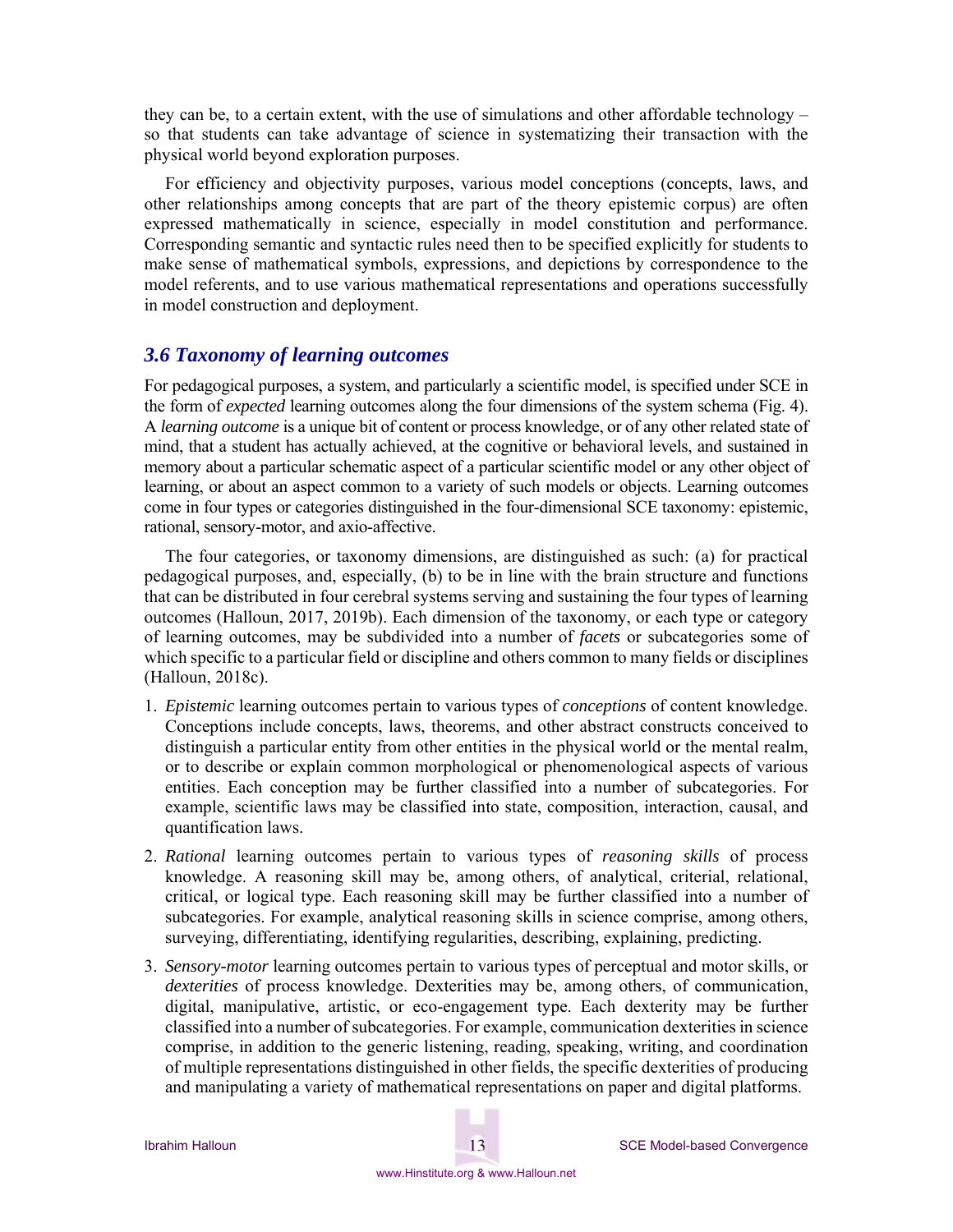they can be, to a certain extent, with the use of simulations and other affordable technology – so that students can take advantage of science in systematizing their transaction with the physical world beyond exploration purposes.

For efficiency and objectivity purposes, various model conceptions (concepts, laws, and other relationships among concepts that are part of the theory epistemic corpus) are often expressed mathematically in science, especially in model constitution and performance. Corresponding semantic and syntactic rules need then to be specified explicitly for students to make sense of mathematical symbols, expressions, and depictions by correspondence to the model referents, and to use various mathematical representations and operations successfully in model construction and deployment.

### *3.6 Taxonomy of learning outcomes*

For pedagogical purposes, a system, and particularly a scientific model, is specified under SCE in the form of *expected* learning outcomes along the four dimensions of the system schema (Fig. 4). A *learning outcome* is a unique bit of content or process knowledge, or of any other related state of mind, that a student has actually achieved, at the cognitive or behavioral levels, and sustained in memory about a particular schematic aspect of a particular scientific model or any other object of learning, or about an aspect common to a variety of such models or objects. Learning outcomes come in four types or categories distinguished in the four-dimensional SCE taxonomy: epistemic, rational, sensory-motor, and axio-affective.

The four categories, or taxonomy dimensions, are distinguished as such: (a) for practical pedagogical purposes, and, especially, (b) to be in line with the brain structure and functions that can be distributed in four cerebral systems serving and sustaining the four types of learning outcomes (Halloun, 2017, 2019b). Each dimension of the taxonomy, or each type or category of learning outcomes, may be subdivided into a number of *facets* or subcategories some of which specific to a particular field or discipline and others common to many fields or disciplines (Halloun, 2018c).

1. *Epistemic* learning outcomes pertain to various types of *conceptions* of content knowledge. Conceptions include concepts, laws, theorems, and other abstract constructs conceived to distinguish a particular entity from other entities in the physical world or the mental realm, or to describe or explain common morphological or phenomenological aspects of various entities. Each conception may be further classified into a number of subcategories. For example, scientific laws may be classified into state, composition, interaction, causal, and quantification laws.
2. *Rational* learning outcomes pertain to various types of *reasoning skills* of process knowledge. A reasoning skill may be, among others, of analytical, criterial, relational, critical, or logical type. Each reasoning skill may be further classified into a number of subcategories. For example, analytical reasoning skills in science comprise, among others, surveying, differentiating, identifying regularities, describing, explaining, predicting.
3. *Sensory-motor* learning outcomes pertain to various types of perceptual and motor skills, or *dexterities* of process knowledge. Dexterities may be, among others, of communication, digital, manipulative, artistic, or eco-engagement type. Each dexterity may be further classified into a number of subcategories. For example, communication dexterities in science comprise, in addition to the generic listening, reading, speaking, writing, and coordination of multiple representations distinguished in other fields, the specific dexterities of producing and manipulating a variety of mathematical representations on paper and digital platforms.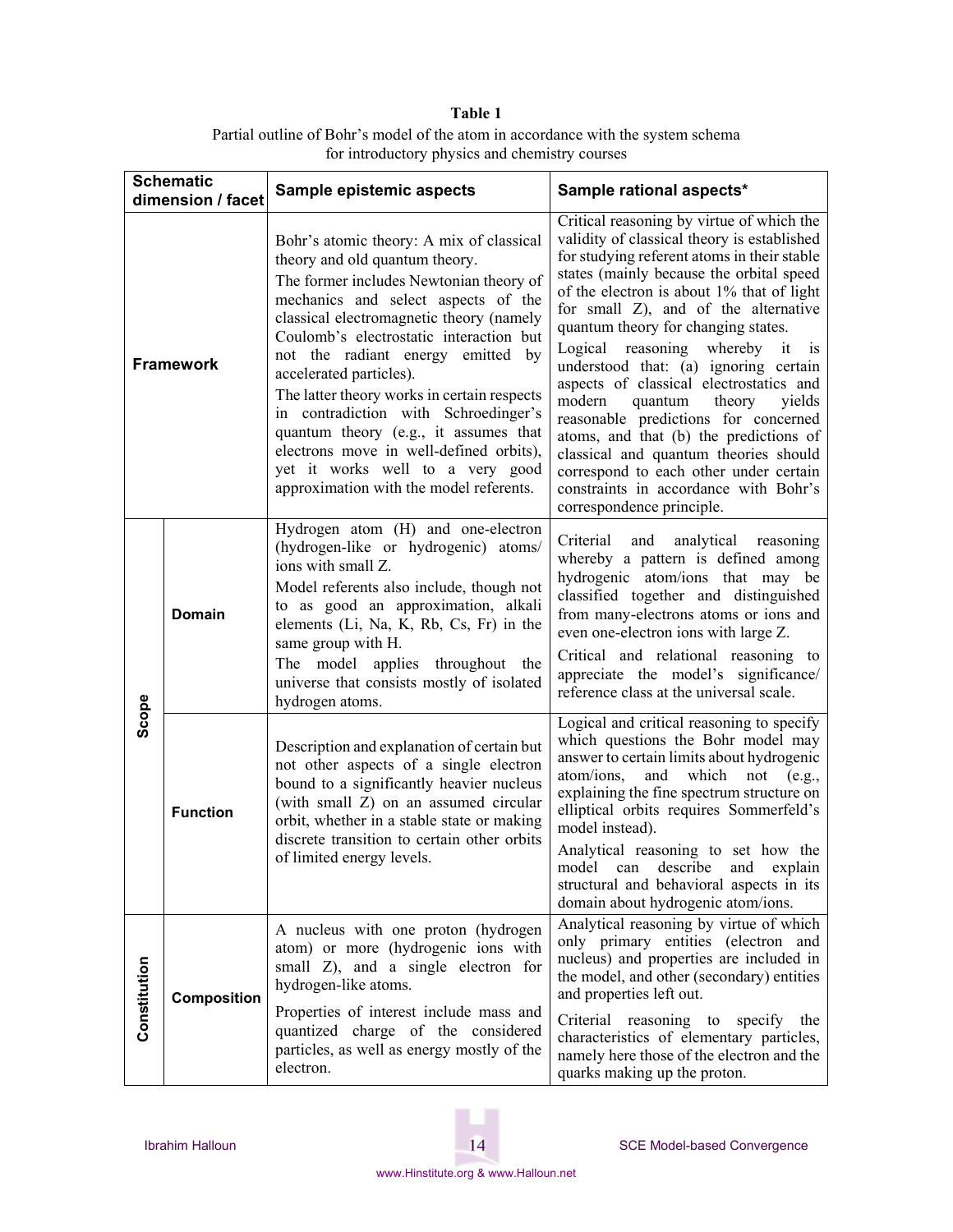**Table 1**

Partial outline of Bohr's model of the atom in accordance with the system schema for introductory physics and chemistry courses

| Schematic dimension / facet | | Sample epistemic aspects | Sample rational aspects* |
|---|---|---|---|
| **Framework** | | Bohr's atomic theory: A mix of classical theory and old quantum theory. The former includes Newtonian theory of mechanics and select aspects of the classical electromagnetic theory (namely Coulomb's electrostatic interaction but not the radiant energy emitted by accelerated particles). The latter theory works in certain respects in contradiction with Schroedinger's quantum theory (e.g., it assumes that electrons move in well-defined orbits), yet it works well to a very good approximation with the model referents. | Critical reasoning by virtue of which the validity of classical theory is established for studying referent atoms in their stable states (mainly because the orbital speed of the electron is about 1% that of light for small Z), and of the alternative quantum theory for changing states. Logical reasoning whereby it is understood that: (a) ignoring certain aspects of classical electrostatics and modern quantum theory yields reasonable predictions for concerned atoms, and that (b) the predictions of classical and quantum theories should correspond to each other under certain constraints in accordance with Bohr's correspondence principle. |
| **Scope** | **Domain** | Hydrogen atom (H) and one-electron (hydrogen-like or hydrogenic) atoms/ ions with small Z. Model referents also include, though not to as good an approximation, alkali elements (Li, Na, K, Rb, Cs, Fr) in the same group with H. The model applies throughout the universe that consists mostly of isolated hydrogen atoms. | Criterial and analytical reasoning whereby a pattern is defined among hydrogenic atom/ions that may be classified together and distinguished from many-electrons atoms or ions and even one-electron ions with large Z. Critical and relational reasoning to appreciate the model's significance/ reference class at the universal scale. |
| | **Function** | Description and explanation of certain but not other aspects of a single electron bound to a significantly heavier nucleus (with small Z) on an assumed circular orbit, whether in a stable state or making discrete transition to certain other orbits of limited energy levels. | Logical and critical reasoning to specify which questions the Bohr model may answer to certain limits about hydrogenic atom/ions, and which not (e.g., explaining the fine spectrum structure on elliptical orbits requires Sommerfeld's model instead). Analytical reasoning to set how the model can describe and explain structural and behavioral aspects in its domain about hydrogenic atom/ions. |
| **Constitution** | **Composition** | A nucleus with one proton (hydrogen atom) or more (hydrogenic ions with small Z), and a single electron for hydrogen-like atoms. Properties of interest include mass and quantized charge of the considered particles, as well as energy mostly of the electron. | Analytical reasoning by virtue of which only primary entities (electron and nucleus) and properties are included in the model, and other (secondary) entities and properties left out. Criterial reasoning to specify the characteristics of elementary particles, namely here those of the electron and the quarks making up the proton. |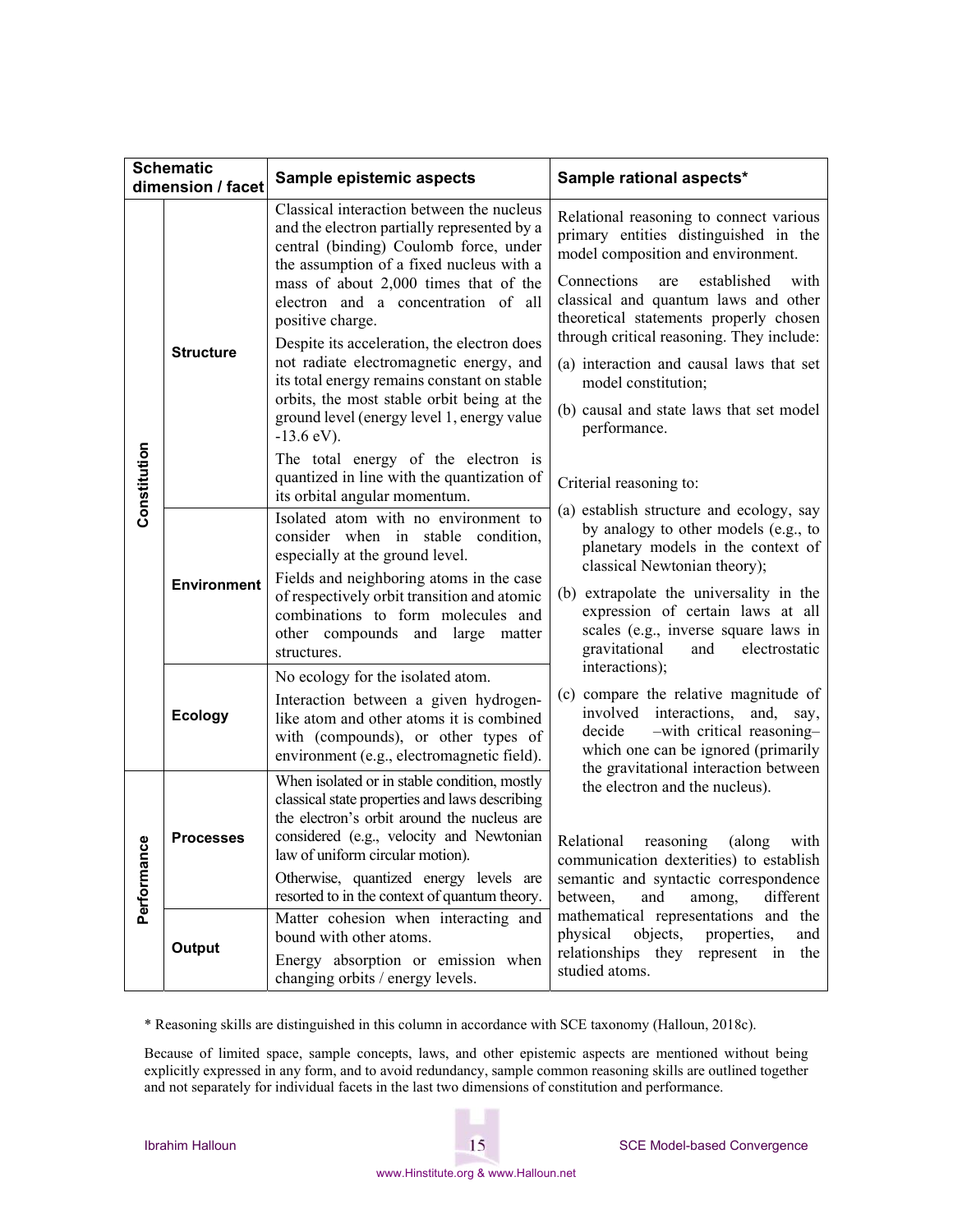| Schematic dimension / facet | | Sample epistemic aspects | Sample rational aspects* |
|---|---|---|---|
| Constitution | Structure | Classical interaction between the nucleus and the electron partially represented by a central (binding) Coulomb force, under the assumption of a fixed nucleus with a mass of about 2,000 times that of the electron and a concentration of all positive charge.<br><br>Despite its acceleration, the electron does not radiate electromagnetic energy, and its total energy remains constant on stable orbits, the most stable orbit being at the ground level (energy level 1, energy value -13.6 eV).<br><br>The total energy of the electron is quantized in line with the quantization of its orbital angular momentum. | Relational reasoning to connect various primary entities distinguished in the model composition and environment.<br><br>Connections are established with classical and quantum laws and other theoretical statements properly chosen through critical reasoning. They include:<br><br>(a) interaction and causal laws that set model constitution;<br><br>(b) causal and state laws that set model performance.<br><br>Criterial reasoning to:<br><br>(a) establish structure and ecology, say by analogy to other models (e.g., to planetary models in the context of classical Newtonian theory);<br><br>(b) extrapolate the universality in the expression of certain laws at all scales (e.g., inverse square laws in gravitational and electrostatic interactions);<br><br>(c) compare the relative magnitude of involved interactions, and, say, decide –with critical reasoning– which one can be ignored (primarily the gravitational interaction between the electron and the nucleus). |
| | Environment | Isolated atom with no environment to consider when in stable condition, especially at the ground level.<br><br>Fields and neighboring atoms in the case of respectively orbit transition and atomic combinations to form molecules and other compounds and large matter structures. | |
| | Ecology | No ecology for the isolated atom.<br><br>Interaction between a given hydrogen-like atom and other atoms it is combined with (compounds), or other types of environment (e.g., electromagnetic field). | |
| Performance | Processes | When isolated or in stable condition, mostly classical state properties and laws describing the electron's orbit around the nucleus are considered (e.g., velocity and Newtonian law of uniform circular motion).<br><br>Otherwise, quantized energy levels are resorted to in the context of quantum theory. | Relational reasoning (along with communication dexterities) to establish semantic and syntactic correspondence between, and among, different mathematical representations and the physical objects, properties, and relationships they represent in the studied atoms. |
| | Output | Matter cohesion when interacting and bound with other atoms.<br><br>Energy absorption or emission when changing orbits / energy levels. | |

\* Reasoning skills are distinguished in this column in accordance with SCE taxonomy (Halloun, 2018c).

Because of limited space, sample concepts, laws, and other epistemic aspects are mentioned without being explicitly expressed in any form, and to avoid redundancy, sample common reasoning skills are outlined together and not separately for individual facets in the last two dimensions of constitution and performance.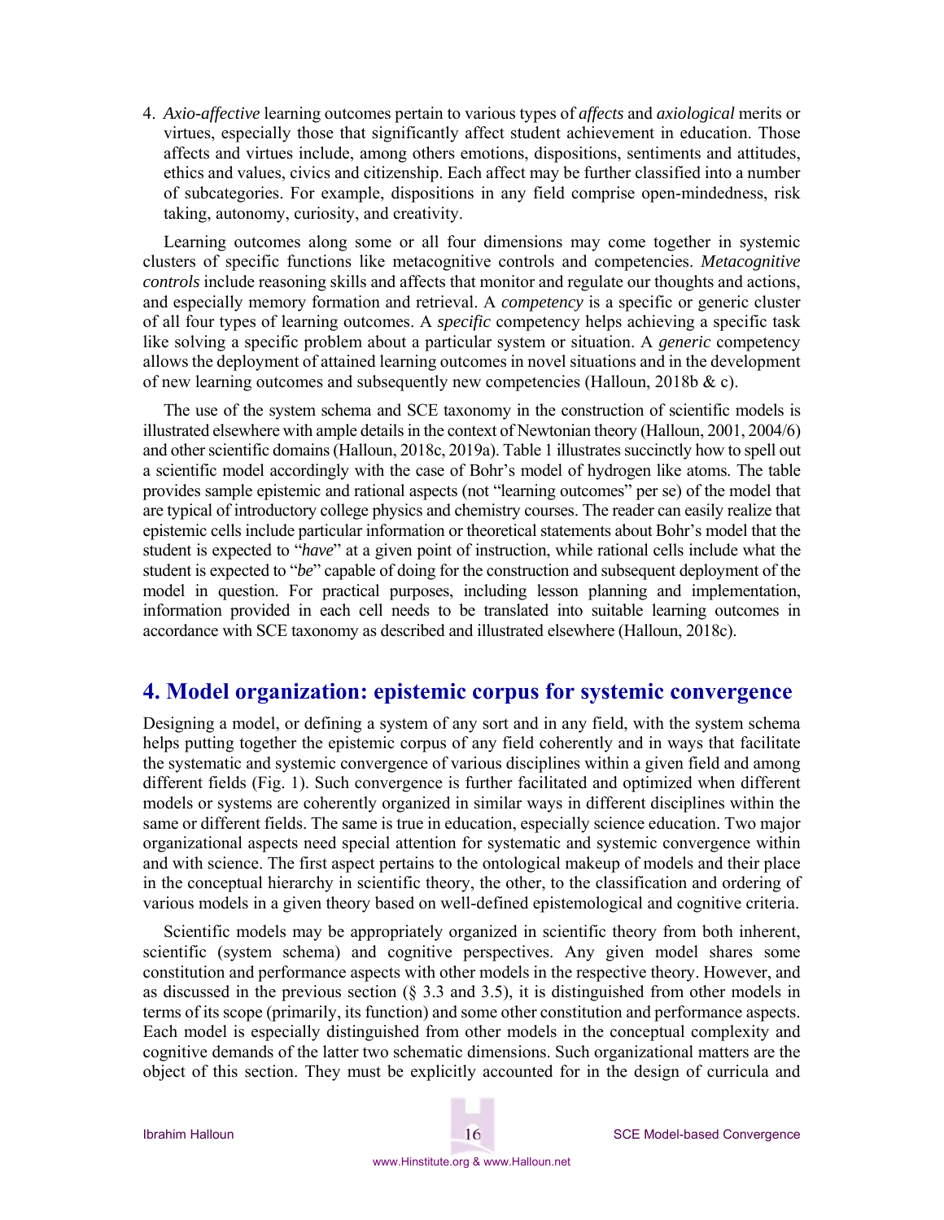4. *Axio-affective* learning outcomes pertain to various types of *affects* and *axiological* merits or virtues, especially those that significantly affect student achievement in education. Those affects and virtues include, among others emotions, dispositions, sentiments and attitudes, ethics and values, civics and citizenship. Each affect may be further classified into a number of subcategories. For example, dispositions in any field comprise open-mindedness, risk taking, autonomy, curiosity, and creativity.

Learning outcomes along some or all four dimensions may come together in systemic clusters of specific functions like metacognitive controls and competencies. *Metacognitive controls* include reasoning skills and affects that monitor and regulate our thoughts and actions, and especially memory formation and retrieval. A *competency* is a specific or generic cluster of all four types of learning outcomes. A *specific* competency helps achieving a specific task like solving a specific problem about a particular system or situation. A *generic* competency allows the deployment of attained learning outcomes in novel situations and in the development of new learning outcomes and subsequently new competencies (Halloun, 2018b & c).

The use of the system schema and SCE taxonomy in the construction of scientific models is illustrated elsewhere with ample details in the context of Newtonian theory (Halloun, 2001, 2004/6) and other scientific domains (Halloun, 2018c, 2019a). Table 1 illustrates succinctly how to spell out a scientific model accordingly with the case of Bohr's model of hydrogen like atoms. The table provides sample epistemic and rational aspects (not "learning outcomes" per se) of the model that are typical of introductory college physics and chemistry courses. The reader can easily realize that epistemic cells include particular information or theoretical statements about Bohr's model that the student is expected to "*have*" at a given point of instruction, while rational cells include what the student is expected to "*be*" capable of doing for the construction and subsequent deployment of the model in question. For practical purposes, including lesson planning and implementation, information provided in each cell needs to be translated into suitable learning outcomes in accordance with SCE taxonomy as described and illustrated elsewhere (Halloun, 2018c).

## 4. Model organization: epistemic corpus for systemic convergence

Designing a model, or defining a system of any sort and in any field, with the system schema helps putting together the epistemic corpus of any field coherently and in ways that facilitate the systematic and systemic convergence of various disciplines within a given field and among different fields (Fig. 1). Such convergence is further facilitated and optimized when different models or systems are coherently organized in similar ways in different disciplines within the same or different fields. The same is true in education, especially science education. Two major organizational aspects need special attention for systematic and systemic convergence within and with science. The first aspect pertains to the ontological makeup of models and their place in the conceptual hierarchy in scientific theory, the other, to the classification and ordering of various models in a given theory based on well-defined epistemological and cognitive criteria.

Scientific models may be appropriately organized in scientific theory from both inherent, scientific (system schema) and cognitive perspectives. Any given model shares some constitution and performance aspects with other models in the respective theory. However, and as discussed in the previous section (§ 3.3 and 3.5), it is distinguished from other models in terms of its scope (primarily, its function) and some other constitution and performance aspects. Each model is especially distinguished from other models in the conceptual complexity and cognitive demands of the latter two schematic dimensions. Such organizational matters are the object of this section. They must be explicitly accounted for in the design of curricula and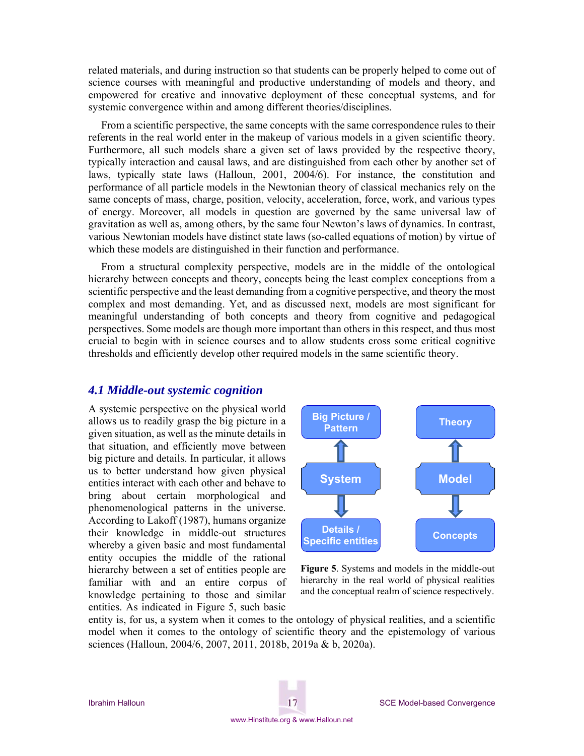related materials, and during instruction so that students can be properly helped to come out of science courses with meaningful and productive understanding of models and theory, and empowered for creative and innovative deployment of these conceptual systems, and for systemic convergence within and among different theories/disciplines.

From a scientific perspective, the same concepts with the same correspondence rules to their referents in the real world enter in the makeup of various models in a given scientific theory. Furthermore, all such models share a given set of laws provided by the respective theory, typically interaction and causal laws, and are distinguished from each other by another set of laws, typically state laws (Halloun, 2001, 2004/6). For instance, the constitution and performance of all particle models in the Newtonian theory of classical mechanics rely on the same concepts of mass, charge, position, velocity, acceleration, force, work, and various types of energy. Moreover, all models in question are governed by the same universal law of gravitation as well as, among others, by the same four Newton's laws of dynamics. In contrast, various Newtonian models have distinct state laws (so-called equations of motion) by virtue of which these models are distinguished in their function and performance.

From a structural complexity perspective, models are in the middle of the ontological hierarchy between concepts and theory, concepts being the least complex conceptions from a scientific perspective and the least demanding from a cognitive perspective, and theory the most complex and most demanding. Yet, and as discussed next, models are most significant for meaningful understanding of both concepts and theory from cognitive and pedagogical perspectives. Some models are though more important than others in this respect, and thus most crucial to begin with in science courses and to allow students cross some critical cognitive thresholds and efficiently develop other required models in the same scientific theory.

## *4.1 Middle-out systemic cognition*

A systemic perspective on the physical world allows us to readily grasp the big picture in a given situation, as well as the minute details in that situation, and efficiently move between big picture and details. In particular, it allows us to better understand how given physical entities interact with each other and behave to bring about certain morphological and phenomenological patterns in the universe. According to Lakoff (1987), humans organize their knowledge in middle-out structures whereby a given basic and most fundamental entity occupies the middle of the rational hierarchy between a set of entities people are familiar with and an entire corpus of knowledge pertaining to those and similar entities. As indicated in Figure 5, such basic entity is, for us, a system when it comes to the ontology of physical realities, and a scientific model when it comes to the ontology of scientific theory and the epistemology of various sciences (Halloun, 2004/6, 2007, 2011, 2018b, 2019a & b, 2020a).

Big Picture / Pattern ↑ System ↓ Details / Specific entities

Theory ↑ Model ↓ Concepts

**Figure 5**. Systems and models in the middle-out hierarchy in the real world of physical realities and the conceptual realm of science respectively.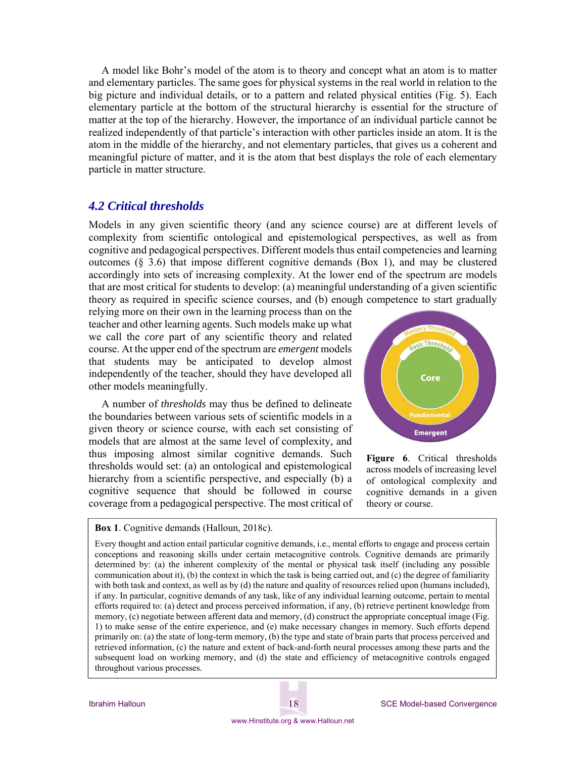A model like Bohr's model of the atom is to theory and concept what an atom is to matter and elementary particles. The same goes for physical systems in the real world in relation to the big picture and individual details, or to a pattern and related physical entities (Fig. 5). Each elementary particle at the bottom of the structural hierarchy is essential for the structure of matter at the top of the hierarchy. However, the importance of an individual particle cannot be realized independently of that particle's interaction with other particles inside an atom. It is the atom in the middle of the hierarchy, and not elementary particles, that gives us a coherent and meaningful picture of matter, and it is the atom that best displays the role of each elementary particle in matter structure.

### *4.2 Critical thresholds*

Models in any given scientific theory (and any science course) are at different levels of complexity from scientific ontological and epistemological perspectives, as well as from cognitive and pedagogical perspectives. Different models thus entail competencies and learning outcomes (§ 3.6) that impose different cognitive demands (Box 1), and may be clustered accordingly into sets of increasing complexity. At the lower end of the spectrum are models that are most critical for students to develop: (a) meaningful understanding of a given scientific theory as required in specific science courses, and (b) enough competence to start gradually relying more on their own in the learning process than on the teacher and other learning agents. Such models make up what we call the *core* part of any scientific theory and related course. At the upper end of the spectrum are *emergent* models that students may be anticipated to develop almost independently of the teacher, should they have developed all other models meaningfully.

A number of *thresholds* may thus be defined to delineate the boundaries between various sets of scientific models in a given theory or science course, with each set consisting of models that are almost at the same level of complexity, and thus imposing almost similar cognitive demands. Such thresholds would set: (a) an ontological and epistemological hierarchy from a scientific perspective, and especially (b) a cognitive sequence that should be followed in course coverage from a pedagogical perspective. The most critical of

**Figure 6**. Critical thresholds across models of increasing level of ontological complexity and cognitive demands in a given theory or course.

> **Box 1**. Cognitive demands (Halloun, 2018c).
>
> Every thought and action entail particular cognitive demands, i.e., mental efforts to engage and process certain conceptions and reasoning skills under certain metacognitive controls. Cognitive demands are primarily determined by: (a) the inherent complexity of the mental or physical task itself (including any possible communication about it), (b) the context in which the task is being carried out, and (c) the degree of familiarity with both task and context, as well as by (d) the nature and quality of resources relied upon (humans included), if any. In particular, cognitive demands of any task, like of any individual learning outcome, pertain to mental efforts required to: (a) detect and process perceived information, if any, (b) retrieve pertinent knowledge from memory, (c) negotiate between afferent data and memory, (d) construct the appropriate conceptual image (Fig. 1) to make sense of the entire experience, and (e) make necessary changes in memory. Such efforts depend primarily on: (a) the state of long-term memory, (b) the type and state of brain parts that process perceived and retrieved information, (c) the nature and extent of back-and-forth neural processes among these parts and the subsequent load on working memory, and (d) the state and efficiency of metacognitive controls engaged throughout various processes.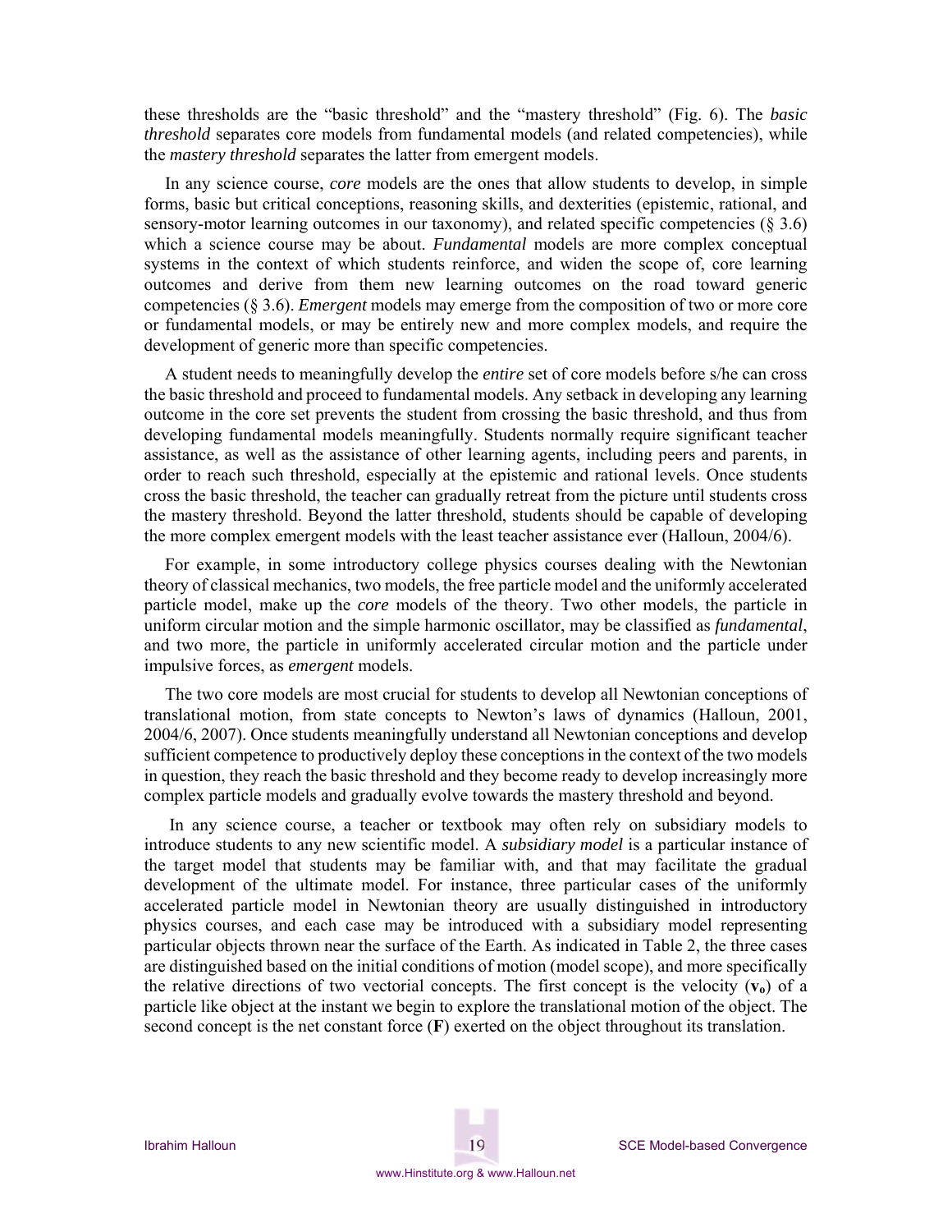these thresholds are the "basic threshold" and the "mastery threshold" (Fig. 6). The *basic threshold* separates core models from fundamental models (and related competencies), while the *mastery threshold* separates the latter from emergent models.

In any science course, *core* models are the ones that allow students to develop, in simple forms, basic but critical conceptions, reasoning skills, and dexterities (epistemic, rational, and sensory-motor learning outcomes in our taxonomy), and related specific competencies (§ 3.6) which a science course may be about. *Fundamental* models are more complex conceptual systems in the context of which students reinforce, and widen the scope of, core learning outcomes and derive from them new learning outcomes on the road toward generic competencies (§ 3.6). *Emergent* models may emerge from the composition of two or more core or fundamental models, or may be entirely new and more complex models, and require the development of generic more than specific competencies.

A student needs to meaningfully develop the *entire* set of core models before s/he can cross the basic threshold and proceed to fundamental models. Any setback in developing any learning outcome in the core set prevents the student from crossing the basic threshold, and thus from developing fundamental models meaningfully. Students normally require significant teacher assistance, as well as the assistance of other learning agents, including peers and parents, in order to reach such threshold, especially at the epistemic and rational levels. Once students cross the basic threshold, the teacher can gradually retreat from the picture until students cross the mastery threshold. Beyond the latter threshold, students should be capable of developing the more complex emergent models with the least teacher assistance ever (Halloun, 2004/6).

For example, in some introductory college physics courses dealing with the Newtonian theory of classical mechanics, two models, the free particle model and the uniformly accelerated particle model, make up the *core* models of the theory. Two other models, the particle in uniform circular motion and the simple harmonic oscillator, may be classified as *fundamental*, and two more, the particle in uniformly accelerated circular motion and the particle under impulsive forces, as *emergent* models.

The two core models are most crucial for students to develop all Newtonian conceptions of translational motion, from state concepts to Newton's laws of dynamics (Halloun, 2001, 2004/6, 2007). Once students meaningfully understand all Newtonian conceptions and develop sufficient competence to productively deploy these conceptions in the context of the two models in question, they reach the basic threshold and they become ready to develop increasingly more complex particle models and gradually evolve towards the mastery threshold and beyond.

In any science course, a teacher or textbook may often rely on subsidiary models to introduce students to any new scientific model. A *subsidiary model* is a particular instance of the target model that students may be familiar with, and that may facilitate the gradual development of the ultimate model. For instance, three particular cases of the uniformly accelerated particle model in Newtonian theory are usually distinguished in introductory physics courses, and each case may be introduced with a subsidiary model representing particular objects thrown near the surface of the Earth. As indicated in Table 2, the three cases are distinguished based on the initial conditions of motion (model scope), and more specifically the relative directions of two vectorial concepts. The first concept is the velocity ($\mathbf{v_o}$) of a particle like object at the instant we begin to explore the translational motion of the object. The second concept is the net constant force ($\mathbf{F}$) exerted on the object throughout its translation.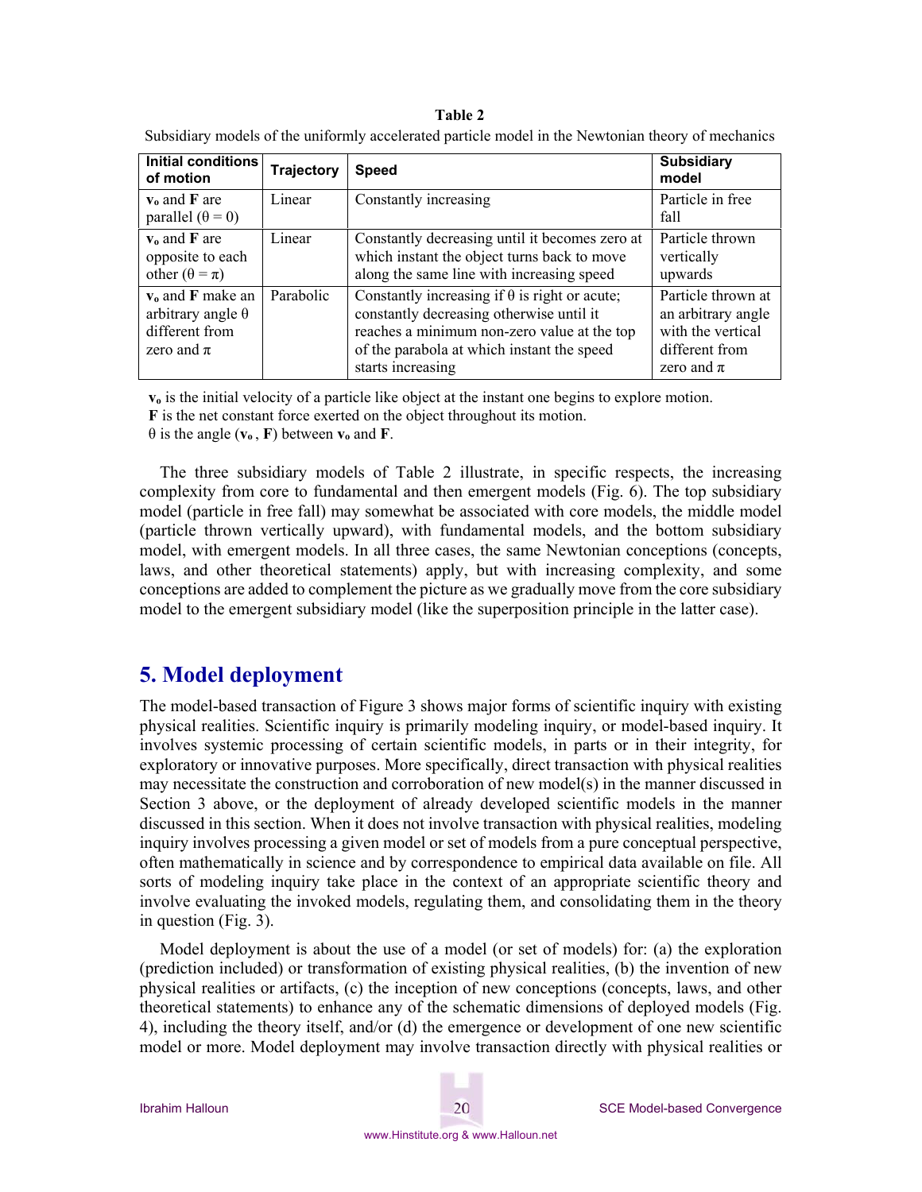**Table 2**

Subsidiary models of the uniformly accelerated particle model in the Newtonian theory of mechanics

| Initial conditions of motion | Trajectory | Speed | Subsidiary model |
|---|---|---|---|
| $\mathbf{v_o}$ and $\mathbf{F}$ are parallel ($\theta = 0$) | Linear | Constantly increasing | Particle in free fall |
| $\mathbf{v_o}$ and $\mathbf{F}$ are opposite to each other ($\theta = \pi$) | Linear | Constantly decreasing until it becomes zero at which instant the object turns back to move along the same line with increasing speed | Particle thrown vertically upwards |
| $\mathbf{v_o}$ and $\mathbf{F}$ make an arbitrary angle $\theta$ different from zero and $\pi$ | Parabolic | Constantly increasing if $\theta$ is right or acute; constantly decreasing otherwise until it reaches a minimum non-zero value at the top of the parabola at which instant the speed starts increasing | Particle thrown at an arbitrary angle with the vertical different from zero and $\pi$ |

$\mathbf{v_o}$ is the initial velocity of a particle like object at the instant one begins to explore motion.
$\mathbf{F}$ is the net constant force exerted on the object throughout its motion.
$\theta$ is the angle ($\mathbf{v_o}$ , $\mathbf{F}$) between $\mathbf{v_o}$ and $\mathbf{F}$.

The three subsidiary models of Table 2 illustrate, in specific respects, the increasing complexity from core to fundamental and then emergent models (Fig. 6). The top subsidiary model (particle in free fall) may somewhat be associated with core models, the middle model (particle thrown vertically upward), with fundamental models, and the bottom subsidiary model, with emergent models. In all three cases, the same Newtonian conceptions (concepts, laws, and other theoretical statements) apply, but with increasing complexity, and some conceptions are added to complement the picture as we gradually move from the core subsidiary model to the emergent subsidiary model (like the superposition principle in the latter case).

## 5. Model deployment

The model-based transaction of Figure 3 shows major forms of scientific inquiry with existing physical realities. Scientific inquiry is primarily modeling inquiry, or model-based inquiry. It involves systemic processing of certain scientific models, in parts or in their integrity, for exploratory or innovative purposes. More specifically, direct transaction with physical realities may necessitate the construction and corroboration of new model(s) in the manner discussed in Section 3 above, or the deployment of already developed scientific models in the manner discussed in this section. When it does not involve transaction with physical realities, modeling inquiry involves processing a given model or set of models from a pure conceptual perspective, often mathematically in science and by correspondence to empirical data available on file. All sorts of modeling inquiry take place in the context of an appropriate scientific theory and involve evaluating the invoked models, regulating them, and consolidating them in the theory in question (Fig. 3).

Model deployment is about the use of a model (or set of models) for: (a) the exploration (prediction included) or transformation of existing physical realities, (b) the invention of new physical realities or artifacts, (c) the inception of new conceptions (concepts, laws, and other theoretical statements) to enhance any of the schematic dimensions of deployed models (Fig. 4), including the theory itself, and/or (d) the emergence or development of one new scientific model or more. Model deployment may involve transaction directly with physical realities or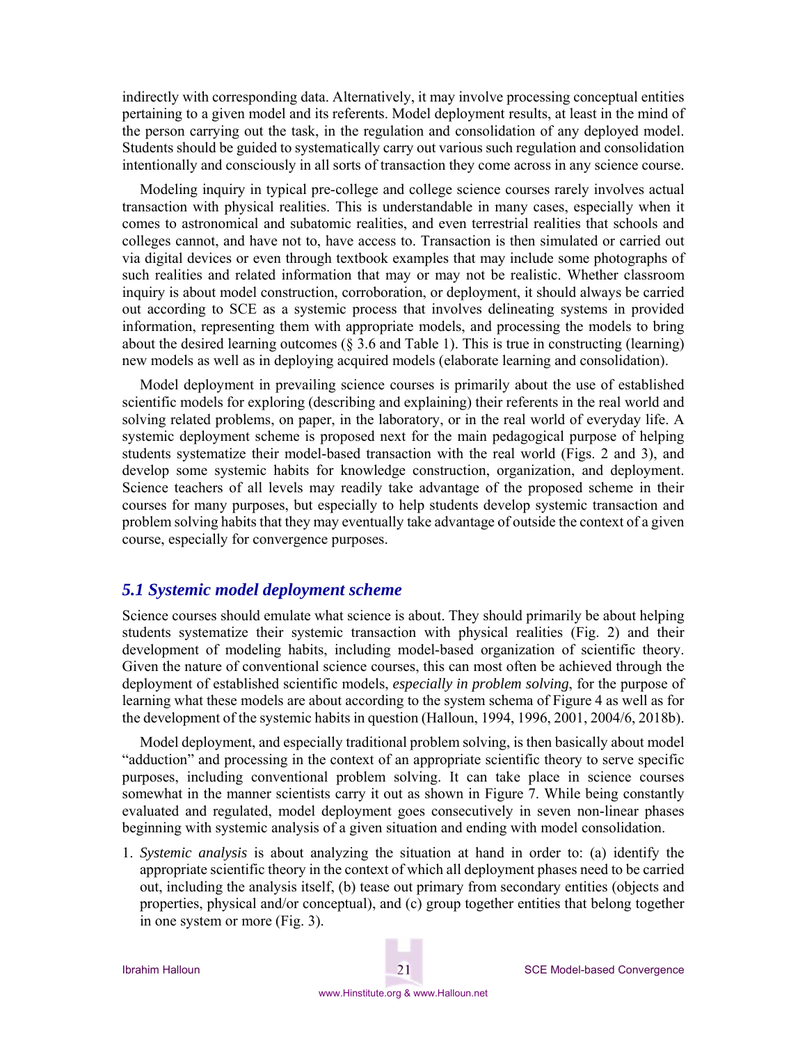indirectly with corresponding data. Alternatively, it may involve processing conceptual entities pertaining to a given model and its referents. Model deployment results, at least in the mind of the person carrying out the task, in the regulation and consolidation of any deployed model. Students should be guided to systematically carry out various such regulation and consolidation intentionally and consciously in all sorts of transaction they come across in any science course.

Modeling inquiry in typical pre-college and college science courses rarely involves actual transaction with physical realities. This is understandable in many cases, especially when it comes to astronomical and subatomic realities, and even terrestrial realities that schools and colleges cannot, and have not to, have access to. Transaction is then simulated or carried out via digital devices or even through textbook examples that may include some photographs of such realities and related information that may or may not be realistic. Whether classroom inquiry is about model construction, corroboration, or deployment, it should always be carried out according to SCE as a systemic process that involves delineating systems in provided information, representing them with appropriate models, and processing the models to bring about the desired learning outcomes (§ 3.6 and Table 1). This is true in constructing (learning) new models as well as in deploying acquired models (elaborate learning and consolidation).

Model deployment in prevailing science courses is primarily about the use of established scientific models for exploring (describing and explaining) their referents in the real world and solving related problems, on paper, in the laboratory, or in the real world of everyday life. A systemic deployment scheme is proposed next for the main pedagogical purpose of helping students systematize their model-based transaction with the real world (Figs. 2 and 3), and develop some systemic habits for knowledge construction, organization, and deployment. Science teachers of all levels may readily take advantage of the proposed scheme in their courses for many purposes, but especially to help students develop systemic transaction and problem solving habits that they may eventually take advantage of outside the context of a given course, especially for convergence purposes.

### *5.1 Systemic model deployment scheme*

Science courses should emulate what science is about. They should primarily be about helping students systematize their systemic transaction with physical realities (Fig. 2) and their development of modeling habits, including model-based organization of scientific theory. Given the nature of conventional science courses, this can most often be achieved through the deployment of established scientific models, *especially in problem solving*, for the purpose of learning what these models are about according to the system schema of Figure 4 as well as for the development of the systemic habits in question (Halloun, 1994, 1996, 2001, 2004/6, 2018b).

Model deployment, and especially traditional problem solving, is then basically about model "adduction" and processing in the context of an appropriate scientific theory to serve specific purposes, including conventional problem solving. It can take place in science courses somewhat in the manner scientists carry it out as shown in Figure 7. While being constantly evaluated and regulated, model deployment goes consecutively in seven non-linear phases beginning with systemic analysis of a given situation and ending with model consolidation.

1. *Systemic analysis* is about analyzing the situation at hand in order to: (a) identify the appropriate scientific theory in the context of which all deployment phases need to be carried out, including the analysis itself, (b) tease out primary from secondary entities (objects and properties, physical and/or conceptual), and (c) group together entities that belong together in one system or more (Fig. 3).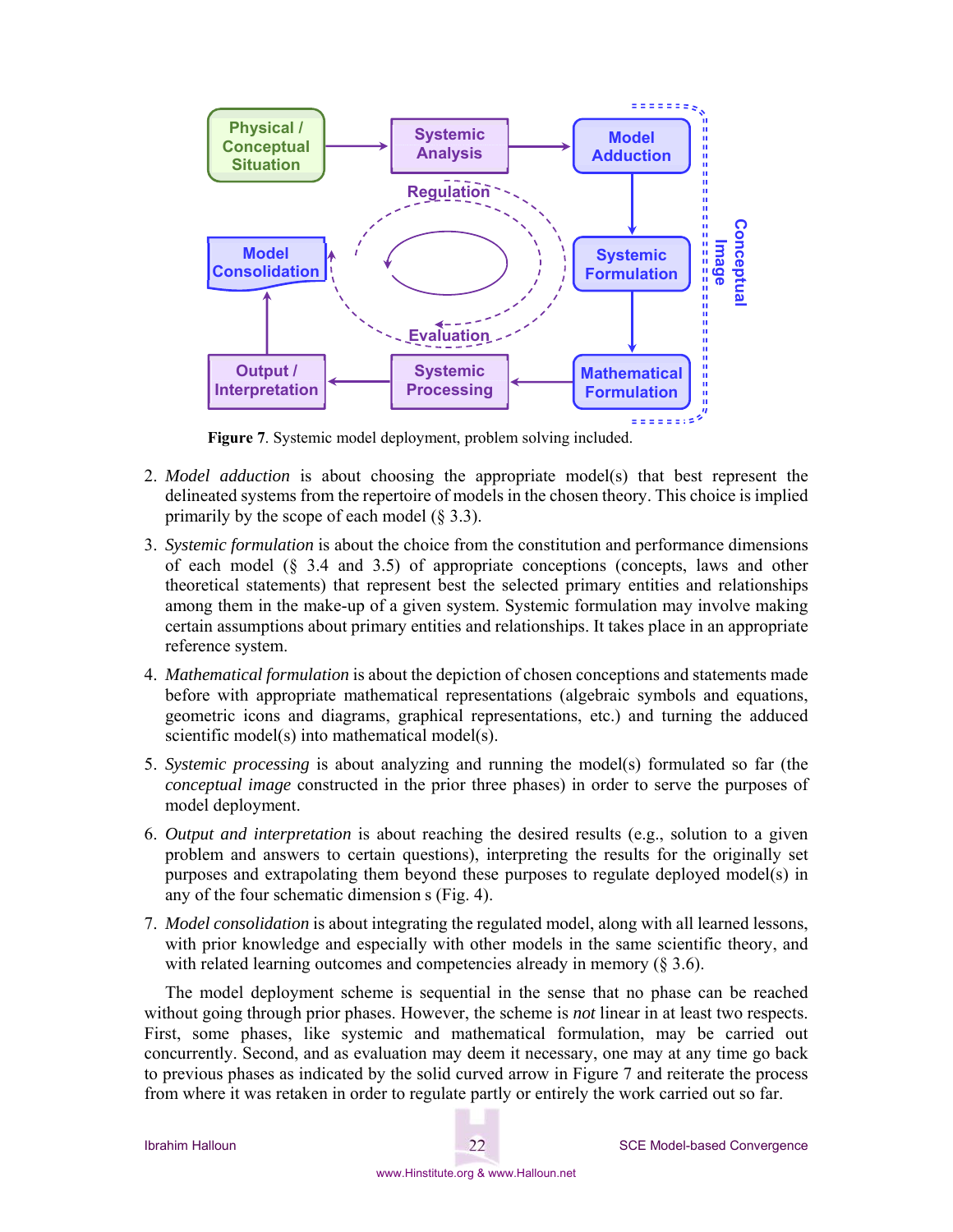**Figure 7**. Systemic model deployment, problem solving included.

2. *Model adduction* is about choosing the appropriate model(s) that best represent the delineated systems from the repertoire of models in the chosen theory. This choice is implied primarily by the scope of each model (§ 3.3).

3. *Systemic formulation* is about the choice from the constitution and performance dimensions of each model (§ 3.4 and 3.5) of appropriate conceptions (concepts, laws and other theoretical statements) that represent best the selected primary entities and relationships among them in the make-up of a given system. Systemic formulation may involve making certain assumptions about primary entities and relationships. It takes place in an appropriate reference system.

4. *Mathematical formulation* is about the depiction of chosen conceptions and statements made before with appropriate mathematical representations (algebraic symbols and equations, geometric icons and diagrams, graphical representations, etc.) and turning the adduced scientific model(s) into mathematical model(s).

5. *Systemic processing* is about analyzing and running the model(s) formulated so far (the *conceptual image* constructed in the prior three phases) in order to serve the purposes of model deployment.

6. *Output and interpretation* is about reaching the desired results (e.g., solution to a given problem and answers to certain questions), interpreting the results for the originally set purposes and extrapolating them beyond these purposes to regulate deployed model(s) in any of the four schematic dimension s (Fig. 4).

7. *Model consolidation* is about integrating the regulated model, along with all learned lessons, with prior knowledge and especially with other models in the same scientific theory, and with related learning outcomes and competencies already in memory (§ 3.6).

The model deployment scheme is sequential in the sense that no phase can be reached without going through prior phases. However, the scheme is *not* linear in at least two respects. First, some phases, like systemic and mathematical formulation, may be carried out concurrently. Second, and as evaluation may deem it necessary, one may at any time go back to previous phases as indicated by the solid curved arrow in Figure 7 and reiterate the process from where it was retaken in order to regulate partly or entirely the work carried out so far.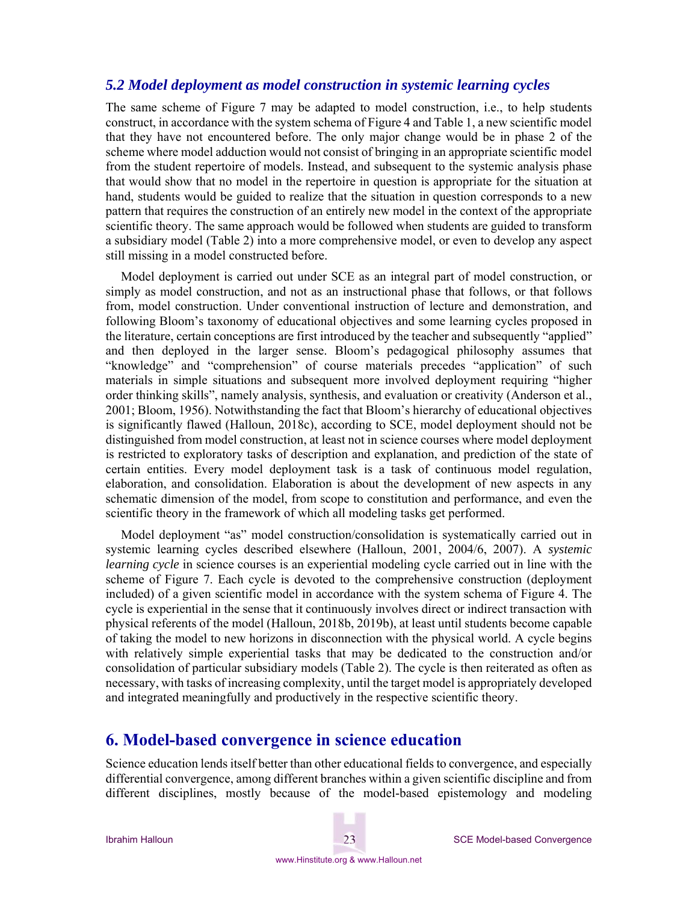### *5.2 Model deployment as model construction in systemic learning cycles*

The same scheme of Figure 7 may be adapted to model construction, i.e., to help students construct, in accordance with the system schema of Figure 4 and Table 1, a new scientific model that they have not encountered before. The only major change would be in phase 2 of the scheme where model adduction would not consist of bringing in an appropriate scientific model from the student repertoire of models. Instead, and subsequent to the systemic analysis phase that would show that no model in the repertoire in question is appropriate for the situation at hand, students would be guided to realize that the situation in question corresponds to a new pattern that requires the construction of an entirely new model in the context of the appropriate scientific theory. The same approach would be followed when students are guided to transform a subsidiary model (Table 2) into a more comprehensive model, or even to develop any aspect still missing in a model constructed before.

Model deployment is carried out under SCE as an integral part of model construction, or simply as model construction, and not as an instructional phase that follows, or that follows from, model construction. Under conventional instruction of lecture and demonstration, and following Bloom's taxonomy of educational objectives and some learning cycles proposed in the literature, certain conceptions are first introduced by the teacher and subsequently "applied" and then deployed in the larger sense. Bloom's pedagogical philosophy assumes that "knowledge" and "comprehension" of course materials precedes "application" of such materials in simple situations and subsequent more involved deployment requiring "higher order thinking skills", namely analysis, synthesis, and evaluation or creativity (Anderson et al., 2001; Bloom, 1956). Notwithstanding the fact that Bloom's hierarchy of educational objectives is significantly flawed (Halloun, 2018c), according to SCE, model deployment should not be distinguished from model construction, at least not in science courses where model deployment is restricted to exploratory tasks of description and explanation, and prediction of the state of certain entities. Every model deployment task is a task of continuous model regulation, elaboration, and consolidation. Elaboration is about the development of new aspects in any schematic dimension of the model, from scope to constitution and performance, and even the scientific theory in the framework of which all modeling tasks get performed.

Model deployment "as" model construction/consolidation is systematically carried out in systemic learning cycles described elsewhere (Halloun, 2001, 2004/6, 2007). A *systemic learning cycle* in science courses is an experiential modeling cycle carried out in line with the scheme of Figure 7. Each cycle is devoted to the comprehensive construction (deployment included) of a given scientific model in accordance with the system schema of Figure 4. The cycle is experiential in the sense that it continuously involves direct or indirect transaction with physical referents of the model (Halloun, 2018b, 2019b), at least until students become capable of taking the model to new horizons in disconnection with the physical world. A cycle begins with relatively simple experiential tasks that may be dedicated to the construction and/or consolidation of particular subsidiary models (Table 2). The cycle is then reiterated as often as necessary, with tasks of increasing complexity, until the target model is appropriately developed and integrated meaningfully and productively in the respective scientific theory.

## 6. Model-based convergence in science education

Science education lends itself better than other educational fields to convergence, and especially differential convergence, among different branches within a given scientific discipline and from different disciplines, mostly because of the model-based epistemology and modeling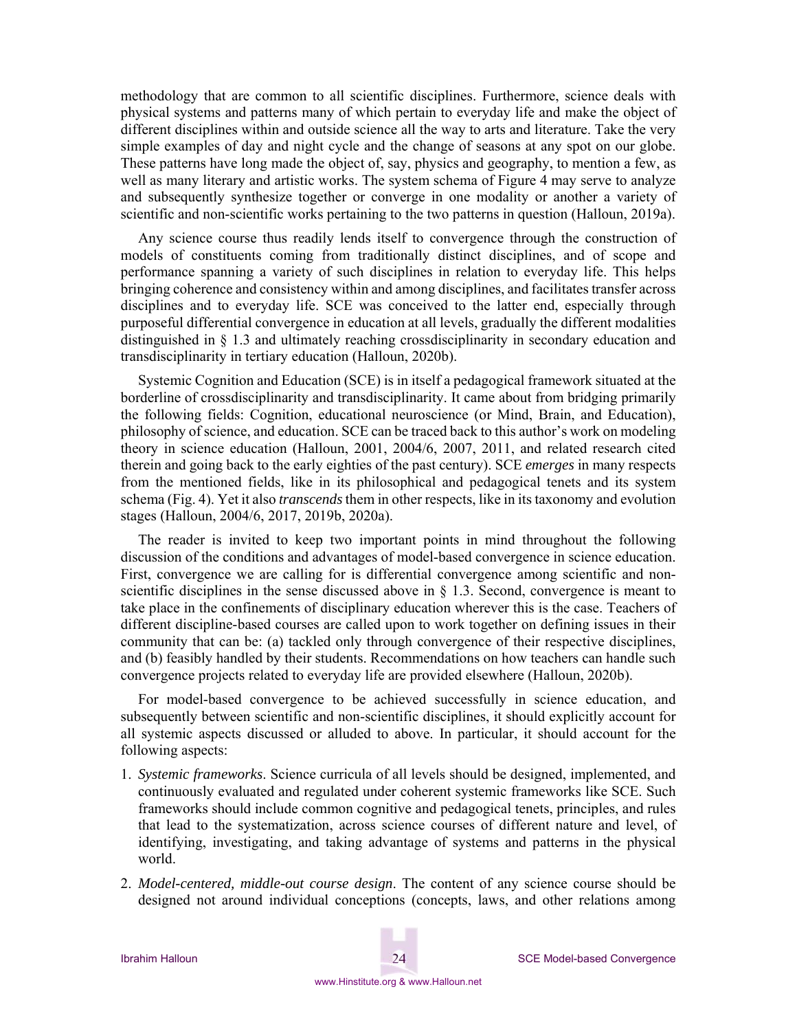methodology that are common to all scientific disciplines. Furthermore, science deals with physical systems and patterns many of which pertain to everyday life and make the object of different disciplines within and outside science all the way to arts and literature. Take the very simple examples of day and night cycle and the change of seasons at any spot on our globe. These patterns have long made the object of, say, physics and geography, to mention a few, as well as many literary and artistic works. The system schema of Figure 4 may serve to analyze and subsequently synthesize together or converge in one modality or another a variety of scientific and non-scientific works pertaining to the two patterns in question (Halloun, 2019a).

Any science course thus readily lends itself to convergence through the construction of models of constituents coming from traditionally distinct disciplines, and of scope and performance spanning a variety of such disciplines in relation to everyday life. This helps bringing coherence and consistency within and among disciplines, and facilitates transfer across disciplines and to everyday life. SCE was conceived to the latter end, especially through purposeful differential convergence in education at all levels, gradually the different modalities distinguished in § 1.3 and ultimately reaching crossdisciplinarity in secondary education and transdisciplinarity in tertiary education (Halloun, 2020b).

Systemic Cognition and Education (SCE) is in itself a pedagogical framework situated at the borderline of crossdisciplinarity and transdisciplinarity. It came about from bridging primarily the following fields: Cognition, educational neuroscience (or Mind, Brain, and Education), philosophy of science, and education. SCE can be traced back to this author's work on modeling theory in science education (Halloun, 2001, 2004/6, 2007, 2011, and related research cited therein and going back to the early eighties of the past century). SCE *emerges* in many respects from the mentioned fields, like in its philosophical and pedagogical tenets and its system schema (Fig. 4). Yet it also *transcends* them in other respects, like in its taxonomy and evolution stages (Halloun, 2004/6, 2017, 2019b, 2020a).

The reader is invited to keep two important points in mind throughout the following discussion of the conditions and advantages of model-based convergence in science education. First, convergence we are calling for is differential convergence among scientific and non-scientific disciplines in the sense discussed above in § 1.3. Second, convergence is meant to take place in the confinements of disciplinary education wherever this is the case. Teachers of different discipline-based courses are called upon to work together on defining issues in their community that can be: (a) tackled only through convergence of their respective disciplines, and (b) feasibly handled by their students. Recommendations on how teachers can handle such convergence projects related to everyday life are provided elsewhere (Halloun, 2020b).

For model-based convergence to be achieved successfully in science education, and subsequently between scientific and non-scientific disciplines, it should explicitly account for all systemic aspects discussed or alluded to above. In particular, it should account for the following aspects:

1. *Systemic frameworks*. Science curricula of all levels should be designed, implemented, and continuously evaluated and regulated under coherent systemic frameworks like SCE. Such frameworks should include common cognitive and pedagogical tenets, principles, and rules that lead to the systematization, across science courses of different nature and level, of identifying, investigating, and taking advantage of systems and patterns in the physical world.
2. *Model-centered, middle-out course design*. The content of any science course should be designed not around individual conceptions (concepts, laws, and other relations among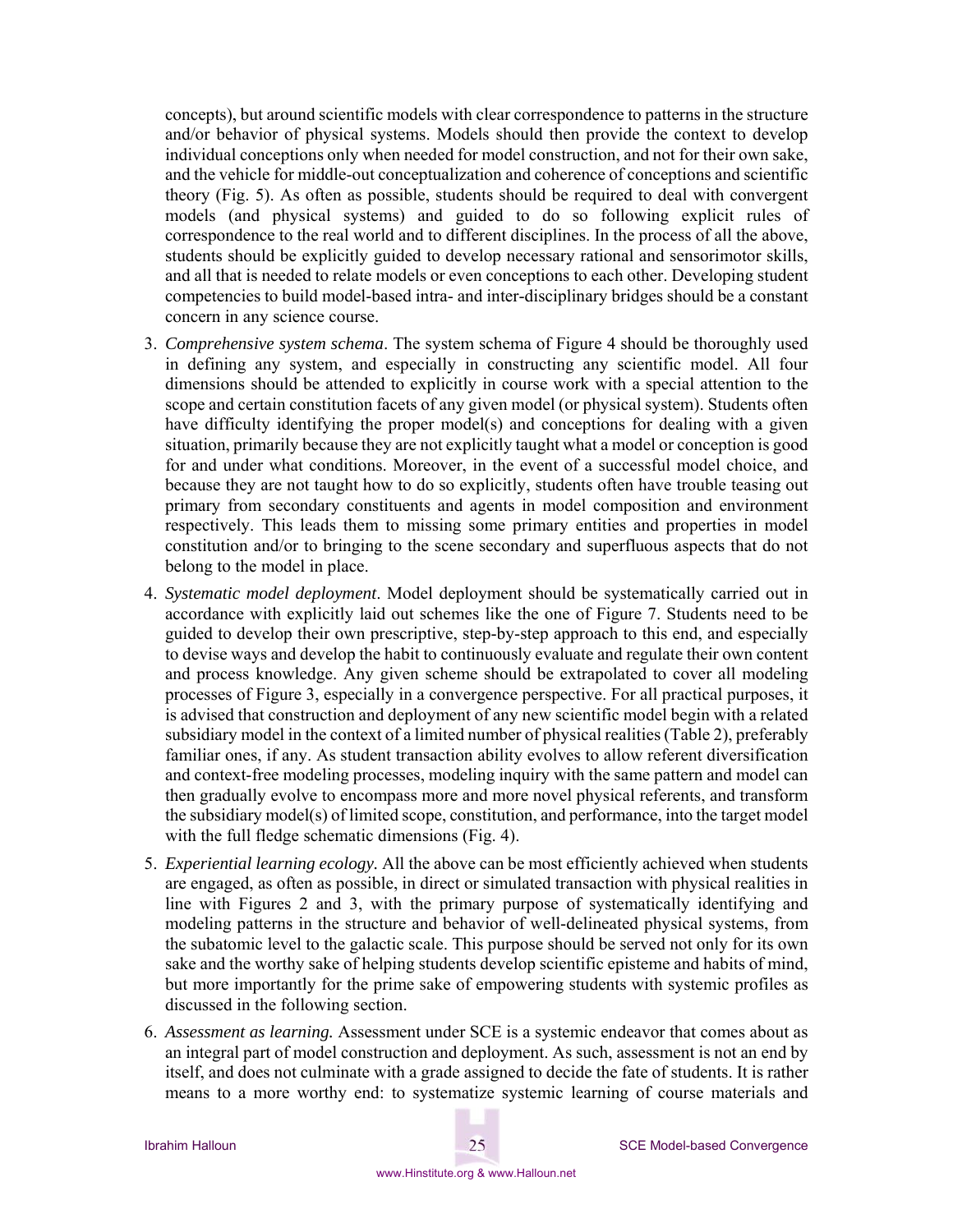concepts), but around scientific models with clear correspondence to patterns in the structure and/or behavior of physical systems. Models should then provide the context to develop individual conceptions only when needed for model construction, and not for their own sake, and the vehicle for middle-out conceptualization and coherence of conceptions and scientific theory (Fig. 5). As often as possible, students should be required to deal with convergent models (and physical systems) and guided to do so following explicit rules of correspondence to the real world and to different disciplines. In the process of all the above, students should be explicitly guided to develop necessary rational and sensorimotor skills, and all that is needed to relate models or even conceptions to each other. Developing student competencies to build model-based intra- and inter-disciplinary bridges should be a constant concern in any science course.

3. *Comprehensive system schema*. The system schema of Figure 4 should be thoroughly used in defining any system, and especially in constructing any scientific model. All four dimensions should be attended to explicitly in course work with a special attention to the scope and certain constitution facets of any given model (or physical system). Students often have difficulty identifying the proper model(s) and conceptions for dealing with a given situation, primarily because they are not explicitly taught what a model or conception is good for and under what conditions. Moreover, in the event of a successful model choice, and because they are not taught how to do so explicitly, students often have trouble teasing out primary from secondary constituents and agents in model composition and environment respectively. This leads them to missing some primary entities and properties in model constitution and/or to bringing to the scene secondary and superfluous aspects that do not belong to the model in place.

4. *Systematic model deployment*. Model deployment should be systematically carried out in accordance with explicitly laid out schemes like the one of Figure 7. Students need to be guided to develop their own prescriptive, step-by-step approach to this end, and especially to devise ways and develop the habit to continuously evaluate and regulate their own content and process knowledge. Any given scheme should be extrapolated to cover all modeling processes of Figure 3, especially in a convergence perspective. For all practical purposes, it is advised that construction and deployment of any new scientific model begin with a related subsidiary model in the context of a limited number of physical realities (Table 2), preferably familiar ones, if any. As student transaction ability evolves to allow referent diversification and context-free modeling processes, modeling inquiry with the same pattern and model can then gradually evolve to encompass more and more novel physical referents, and transform the subsidiary model(s) of limited scope, constitution, and performance, into the target model with the full fledge schematic dimensions (Fig. 4).

5. *Experiential learning ecology.* All the above can be most efficiently achieved when students are engaged, as often as possible, in direct or simulated transaction with physical realities in line with Figures 2 and 3, with the primary purpose of systematically identifying and modeling patterns in the structure and behavior of well-delineated physical systems, from the subatomic level to the galactic scale. This purpose should be served not only for its own sake and the worthy sake of helping students develop scientific episteme and habits of mind, but more importantly for the prime sake of empowering students with systemic profiles as discussed in the following section.

6. *Assessment as learning.* Assessment under SCE is a systemic endeavor that comes about as an integral part of model construction and deployment. As such, assessment is not an end by itself, and does not culminate with a grade assigned to decide the fate of students. It is rather means to a more worthy end: to systematize systemic learning of course materials and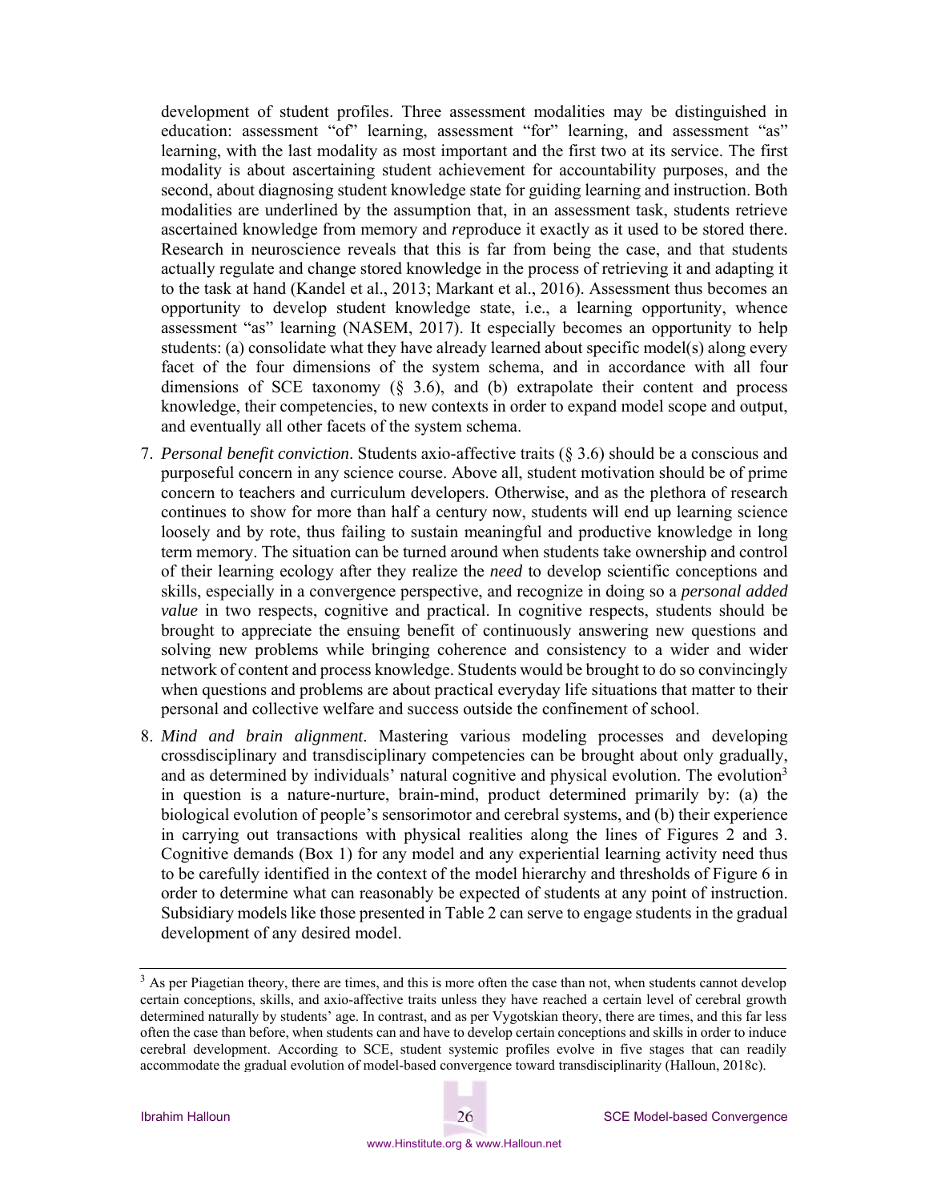development of student profiles. Three assessment modalities may be distinguished in education: assessment "of" learning, assessment "for" learning, and assessment "as" learning, with the last modality as most important and the first two at its service. The first modality is about ascertaining student achievement for accountability purposes, and the second, about diagnosing student knowledge state for guiding learning and instruction. Both modalities are underlined by the assumption that, in an assessment task, students retrieve ascertained knowledge from memory and *re*produce it exactly as it used to be stored there. Research in neuroscience reveals that this is far from being the case, and that students actually regulate and change stored knowledge in the process of retrieving it and adapting it to the task at hand (Kandel et al., 2013; Markant et al., 2016). Assessment thus becomes an opportunity to develop student knowledge state, i.e., a learning opportunity, whence assessment "as" learning (NASEM, 2017). It especially becomes an opportunity to help students: (a) consolidate what they have already learned about specific model(s) along every facet of the four dimensions of the system schema, and in accordance with all four dimensions of SCE taxonomy (§ 3.6), and (b) extrapolate their content and process knowledge, their competencies, to new contexts in order to expand model scope and output, and eventually all other facets of the system schema.

7. *Personal benefit conviction*. Students axio-affective traits (§ 3.6) should be a conscious and purposeful concern in any science course. Above all, student motivation should be of prime concern to teachers and curriculum developers. Otherwise, and as the plethora of research continues to show for more than half a century now, students will end up learning science loosely and by rote, thus failing to sustain meaningful and productive knowledge in long term memory. The situation can be turned around when students take ownership and control of their learning ecology after they realize the *need* to develop scientific conceptions and skills, especially in a convergence perspective, and recognize in doing so a *personal added value* in two respects, cognitive and practical. In cognitive respects, students should be brought to appreciate the ensuing benefit of continuously answering new questions and solving new problems while bringing coherence and consistency to a wider and wider network of content and process knowledge. Students would be brought to do so convincingly when questions and problems are about practical everyday life situations that matter to their personal and collective welfare and success outside the confinement of school.

8. *Mind and brain alignment*. Mastering various modeling processes and developing crossdisciplinary and transdisciplinary competencies can be brought about only gradually, and as determined by individuals' natural cognitive and physical evolution. The evolution[3] in question is a nature-nurture, brain-mind, product determined primarily by: (a) the biological evolution of people's sensorimotor and cerebral systems, and (b) their experience in carrying out transactions with physical realities along the lines of Figures 2 and 3. Cognitive demands (Box 1) for any model and any experiential learning activity need thus to be carefully identified in the context of the model hierarchy and thresholds of Figure 6 in order to determine what can reasonably be expected of students at any point of instruction. Subsidiary models like those presented in Table 2 can serve to engage students in the gradual development of any desired model.

---

[3] As per Piagetian theory, there are times, and this is more often the case than not, when students cannot develop certain conceptions, skills, and axio-affective traits unless they have reached a certain level of cerebral growth determined naturally by students' age. In contrast, and as per Vygotskian theory, there are times, and this far less often the case than before, when students can and have to develop certain conceptions and skills in order to induce cerebral development. According to SCE, student systemic profiles evolve in five stages that can readily accommodate the gradual evolution of model-based convergence toward transdisciplinarity (Halloun, 2018c).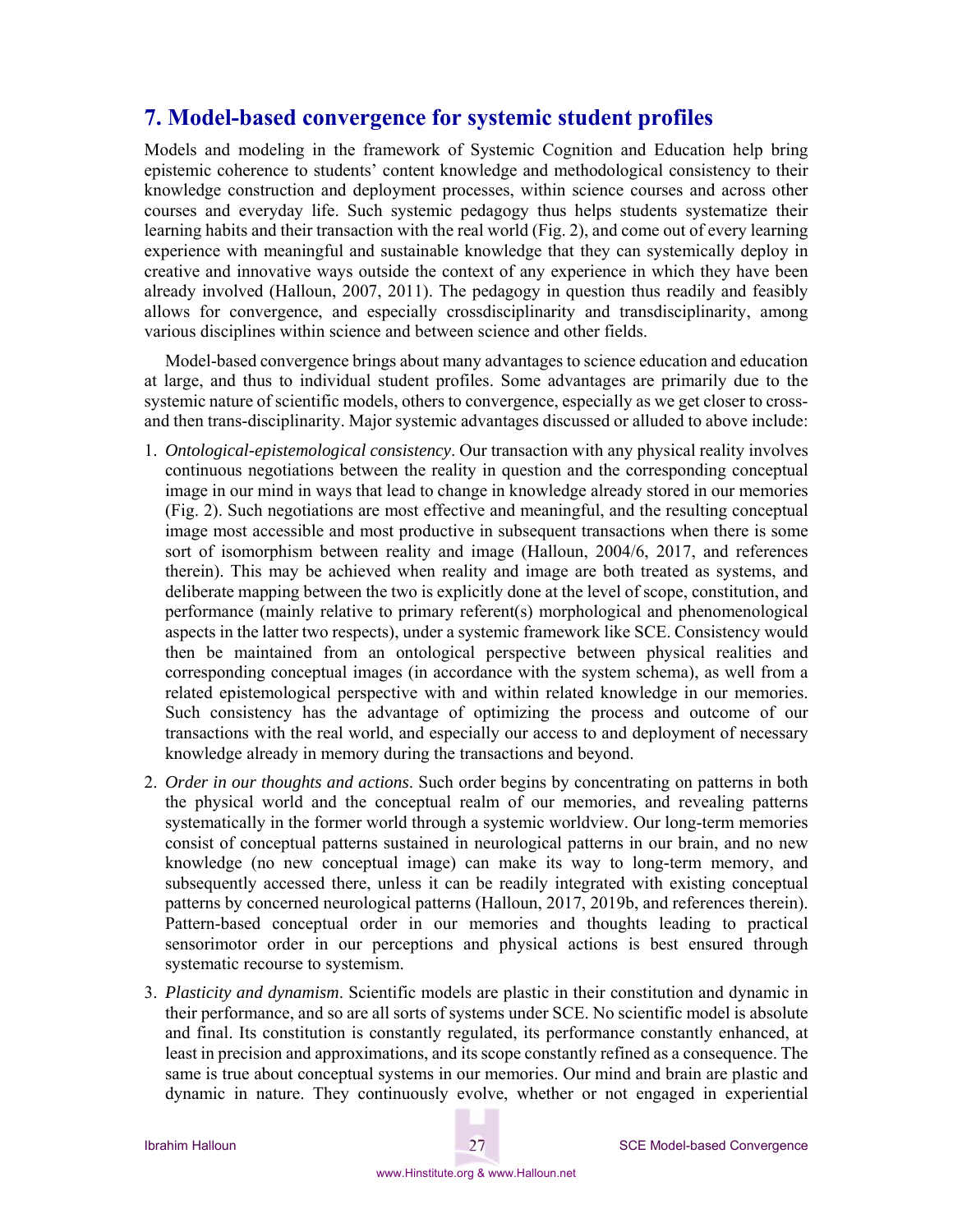## 7. Model-based convergence for systemic student profiles

Models and modeling in the framework of Systemic Cognition and Education help bring epistemic coherence to students' content knowledge and methodological consistency to their knowledge construction and deployment processes, within science courses and across other courses and everyday life. Such systemic pedagogy thus helps students systematize their learning habits and their transaction with the real world (Fig. 2), and come out of every learning experience with meaningful and sustainable knowledge that they can systemically deploy in creative and innovative ways outside the context of any experience in which they have been already involved (Halloun, 2007, 2011). The pedagogy in question thus readily and feasibly allows for convergence, and especially crossdisciplinarity and transdisciplinarity, among various disciplines within science and between science and other fields.

Model-based convergence brings about many advantages to science education and education at large, and thus to individual student profiles. Some advantages are primarily due to the systemic nature of scientific models, others to convergence, especially as we get closer to cross- and then trans-disciplinarity. Major systemic advantages discussed or alluded to above include:

1. *Ontological-epistemological consistency*. Our transaction with any physical reality involves continuous negotiations between the reality in question and the corresponding conceptual image in our mind in ways that lead to change in knowledge already stored in our memories (Fig. 2). Such negotiations are most effective and meaningful, and the resulting conceptual image most accessible and most productive in subsequent transactions when there is some sort of isomorphism between reality and image (Halloun, 2004/6, 2017, and references therein). This may be achieved when reality and image are both treated as systems, and deliberate mapping between the two is explicitly done at the level of scope, constitution, and performance (mainly relative to primary referent(s) morphological and phenomenological aspects in the latter two respects), under a systemic framework like SCE. Consistency would then be maintained from an ontological perspective between physical realities and corresponding conceptual images (in accordance with the system schema), as well from a related epistemological perspective with and within related knowledge in our memories. Such consistency has the advantage of optimizing the process and outcome of our transactions with the real world, and especially our access to and deployment of necessary knowledge already in memory during the transactions and beyond.

2. *Order in our thoughts and actions*. Such order begins by concentrating on patterns in both the physical world and the conceptual realm of our memories, and revealing patterns systematically in the former world through a systemic worldview. Our long-term memories consist of conceptual patterns sustained in neurological patterns in our brain, and no new knowledge (no new conceptual image) can make its way to long-term memory, and subsequently accessed there, unless it can be readily integrated with existing conceptual patterns by concerned neurological patterns (Halloun, 2017, 2019b, and references therein). Pattern-based conceptual order in our memories and thoughts leading to practical sensorimotor order in our perceptions and physical actions is best ensured through systematic recourse to systemism.

3. *Plasticity and dynamism*. Scientific models are plastic in their constitution and dynamic in their performance, and so are all sorts of systems under SCE. No scientific model is absolute and final. Its constitution is constantly regulated, its performance constantly enhanced, at least in precision and approximations, and its scope constantly refined as a consequence. The same is true about conceptual systems in our memories. Our mind and brain are plastic and dynamic in nature. They continuously evolve, whether or not engaged in experiential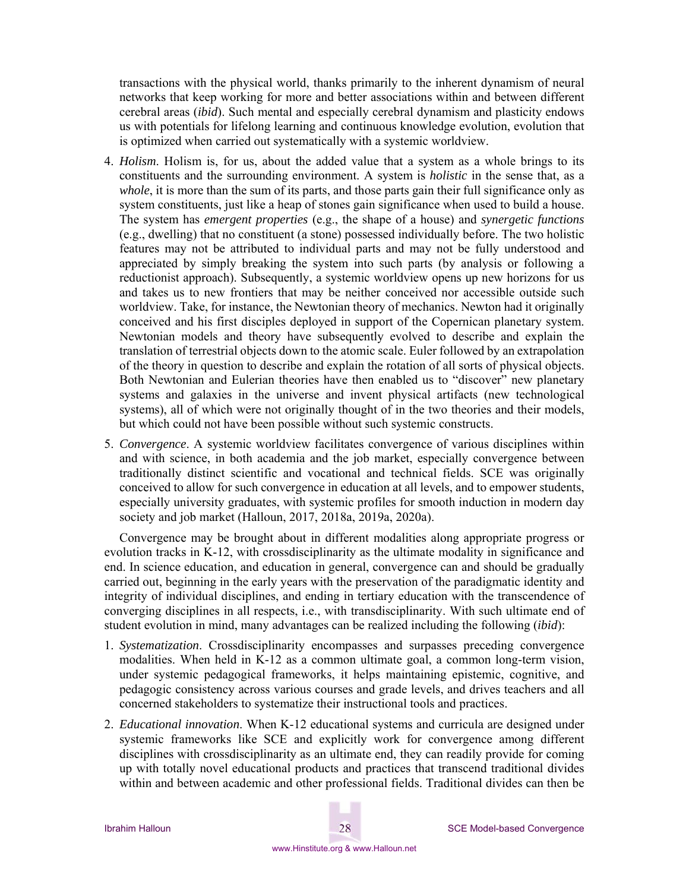transactions with the physical world, thanks primarily to the inherent dynamism of neural networks that keep working for more and better associations within and between different cerebral areas (*ibid*). Such mental and especially cerebral dynamism and plasticity endows us with potentials for lifelong learning and continuous knowledge evolution, evolution that is optimized when carried out systematically with a systemic worldview.

4. *Holism*. Holism is, for us, about the added value that a system as a whole brings to its constituents and the surrounding environment. A system is *holistic* in the sense that, as a *whole*, it is more than the sum of its parts, and those parts gain their full significance only as system constituents, just like a heap of stones gain significance when used to build a house. The system has *emergent properties* (e.g., the shape of a house) and *synergetic functions* (e.g., dwelling) that no constituent (a stone) possessed individually before. The two holistic features may not be attributed to individual parts and may not be fully understood and appreciated by simply breaking the system into such parts (by analysis or following a reductionist approach). Subsequently, a systemic worldview opens up new horizons for us and takes us to new frontiers that may be neither conceived nor accessible outside such worldview. Take, for instance, the Newtonian theory of mechanics. Newton had it originally conceived and his first disciples deployed in support of the Copernican planetary system. Newtonian models and theory have subsequently evolved to describe and explain the translation of terrestrial objects down to the atomic scale. Euler followed by an extrapolation of the theory in question to describe and explain the rotation of all sorts of physical objects. Both Newtonian and Eulerian theories have then enabled us to "discover" new planetary systems and galaxies in the universe and invent physical artifacts (new technological systems), all of which were not originally thought of in the two theories and their models, but which could not have been possible without such systemic constructs.

5. *Convergence*. A systemic worldview facilitates convergence of various disciplines within and with science, in both academia and the job market, especially convergence between traditionally distinct scientific and vocational and technical fields. SCE was originally conceived to allow for such convergence in education at all levels, and to empower students, especially university graduates, with systemic profiles for smooth induction in modern day society and job market (Halloun, 2017, 2018a, 2019a, 2020a).

Convergence may be brought about in different modalities along appropriate progress or evolution tracks in K-12, with crossdisciplinarity as the ultimate modality in significance and end. In science education, and education in general, convergence can and should be gradually carried out, beginning in the early years with the preservation of the paradigmatic identity and integrity of individual disciplines, and ending in tertiary education with the transcendence of converging disciplines in all respects, i.e., with transdisciplinarity. With such ultimate end of student evolution in mind, many advantages can be realized including the following (*ibid*):

1. *Systematization*. Crossdisciplinarity encompasses and surpasses preceding convergence modalities. When held in K-12 as a common ultimate goal, a common long-term vision, under systemic pedagogical frameworks, it helps maintaining epistemic, cognitive, and pedagogic consistency across various courses and grade levels, and drives teachers and all concerned stakeholders to systematize their instructional tools and practices.

2. *Educational innovation*. When K-12 educational systems and curricula are designed under systemic frameworks like SCE and explicitly work for convergence among different disciplines with crossdisciplinarity as an ultimate end, they can readily provide for coming up with totally novel educational products and practices that transcend traditional divides within and between academic and other professional fields. Traditional divides can then be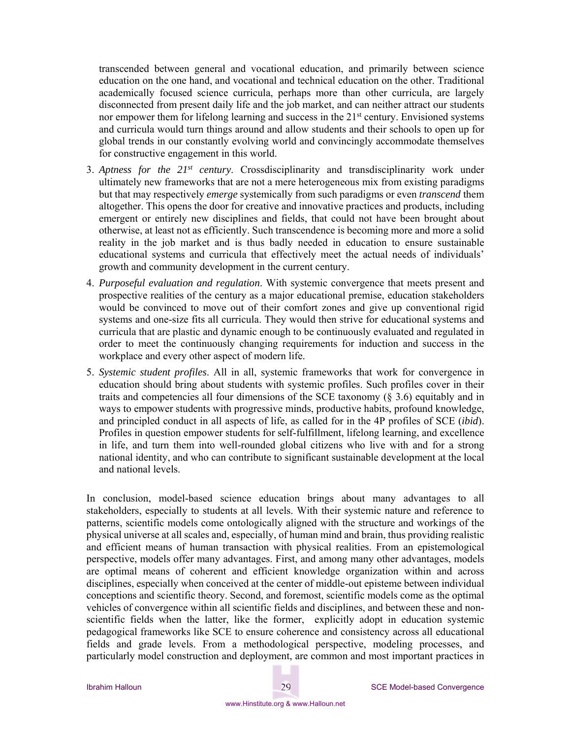transcended between general and vocational education, and primarily between science education on the one hand, and vocational and technical education on the other. Traditional academically focused science curricula, perhaps more than other curricula, are largely disconnected from present daily life and the job market, and can neither attract our students nor empower them for lifelong learning and success in the 21st century. Envisioned systems and curricula would turn things around and allow students and their schools to open up for global trends in our constantly evolving world and convincingly accommodate themselves for constructive engagement in this world.

3. *Aptness for the 21st century*. Crossdisciplinarity and transdisciplinarity work under ultimately new frameworks that are not a mere heterogeneous mix from existing paradigms but that may respectively *emerge* systemically from such paradigms or even *transcend* them altogether. This opens the door for creative and innovative practices and products, including emergent or entirely new disciplines and fields, that could not have been brought about otherwise, at least not as efficiently. Such transcendence is becoming more and more a solid reality in the job market and is thus badly needed in education to ensure sustainable educational systems and curricula that effectively meet the actual needs of individuals' growth and community development in the current century.
4. *Purposeful evaluation and regulation*. With systemic convergence that meets present and prospective realities of the century as a major educational premise, education stakeholders would be convinced to move out of their comfort zones and give up conventional rigid systems and one-size fits all curricula. They would then strive for educational systems and curricula that are plastic and dynamic enough to be continuously evaluated and regulated in order to meet the continuously changing requirements for induction and success in the workplace and every other aspect of modern life.
5. *Systemic student profiles*. All in all, systemic frameworks that work for convergence in education should bring about students with systemic profiles. Such profiles cover in their traits and competencies all four dimensions of the SCE taxonomy (§ 3.6) equitably and in ways to empower students with progressive minds, productive habits, profound knowledge, and principled conduct in all aspects of life, as called for in the 4P profiles of SCE (*ibid*). Profiles in question empower students for self-fulfillment, lifelong learning, and excellence in life, and turn them into well-rounded global citizens who live with and for a strong national identity, and who can contribute to significant sustainable development at the local and national levels.

In conclusion, model-based science education brings about many advantages to all stakeholders, especially to students at all levels. With their systemic nature and reference to patterns, scientific models come ontologically aligned with the structure and workings of the physical universe at all scales and, especially, of human mind and brain, thus providing realistic and efficient means of human transaction with physical realities. From an epistemological perspective, models offer many advantages. First, and among many other advantages, models are optimal means of coherent and efficient knowledge organization within and across disciplines, especially when conceived at the center of middle-out episteme between individual conceptions and scientific theory. Second, and foremost, scientific models come as the optimal vehicles of convergence within all scientific fields and disciplines, and between these and non-scientific fields when the latter, like the former, explicitly adopt in education systemic pedagogical frameworks like SCE to ensure coherence and consistency across all educational fields and grade levels. From a methodological perspective, modeling processes, and particularly model construction and deployment, are common and most important practices in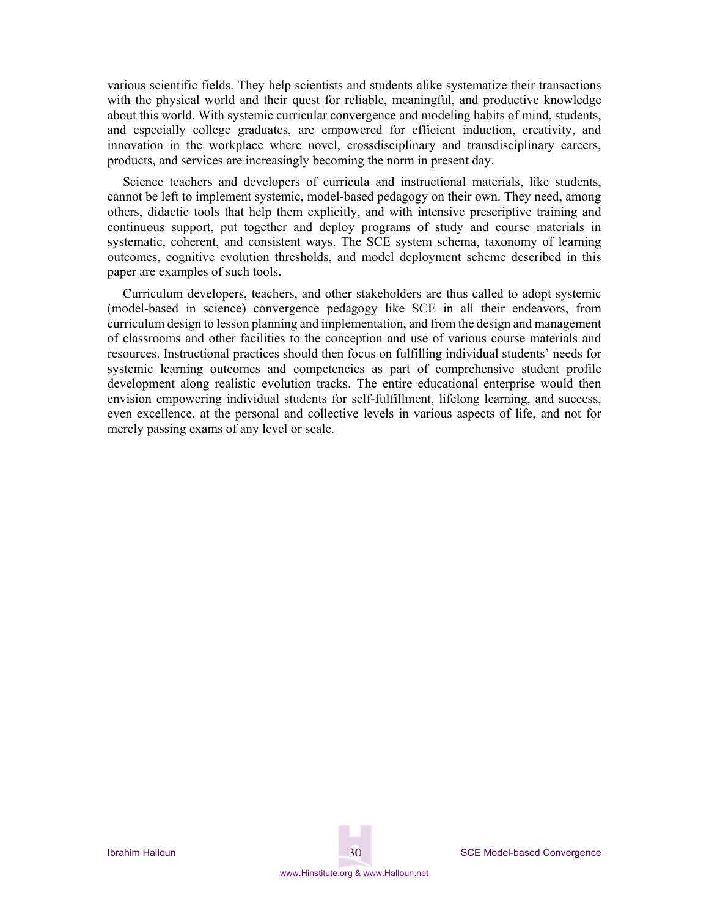various scientific fields. They help scientists and students alike systematize their transactions with the physical world and their quest for reliable, meaningful, and productive knowledge about this world. With systemic curricular convergence and modeling habits of mind, students, and especially college graduates, are empowered for efficient induction, creativity, and innovation in the workplace where novel, crossdisciplinary and transdisciplinary careers, products, and services are increasingly becoming the norm in present day.

Science teachers and developers of curricula and instructional materials, like students, cannot be left to implement systemic, model-based pedagogy on their own. They need, among others, didactic tools that help them explicitly, and with intensive prescriptive training and continuous support, put together and deploy programs of study and course materials in systematic, coherent, and consistent ways. The SCE system schema, taxonomy of learning outcomes, cognitive evolution thresholds, and model deployment scheme described in this paper are examples of such tools.

Curriculum developers, teachers, and other stakeholders are thus called to adopt systemic (model-based in science) convergence pedagogy like SCE in all their endeavors, from curriculum design to lesson planning and implementation, and from the design and management of classrooms and other facilities to the conception and use of various course materials and resources. Instructional practices should then focus on fulfilling individual students' needs for systemic learning outcomes and competencies as part of comprehensive student profile development along realistic evolution tracks. The entire educational enterprise would then envision empowering individual students for self-fulfillment, lifelong learning, and success, even excellence, at the personal and collective levels in various aspects of life, and not for merely passing exams of any level or scale.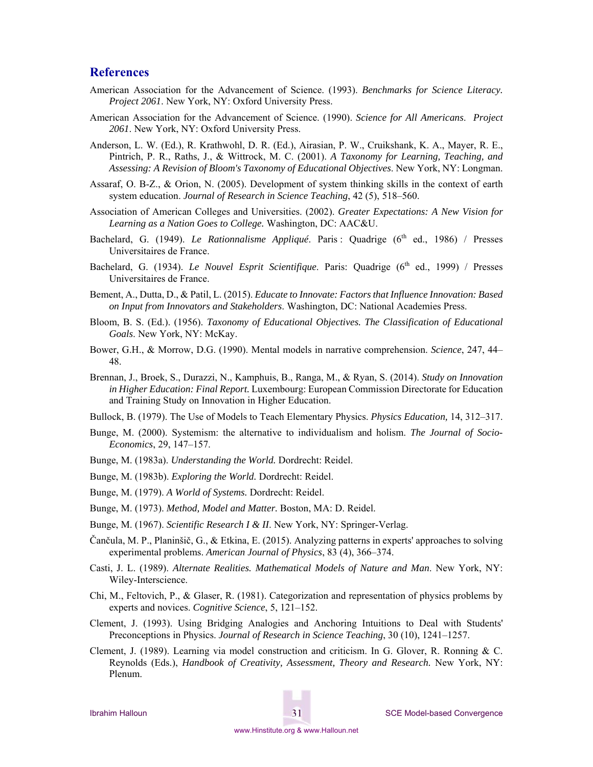## References

American Association for the Advancement of Science. (1993). *Benchmarks for Science Literacy. Project 2061*. New York, NY: Oxford University Press.

American Association for the Advancement of Science. (1990). *Science for All Americans. Project 2061*. New York, NY: Oxford University Press.

Anderson, L. W. (Ed.), R. Krathwohl, D. R. (Ed.), Airasian, P. W., Cruikshank, K. A., Mayer, R. E., Pintrich, P. R., Raths, J., & Wittrock, M. C. (2001). *A Taxonomy for Learning, Teaching, and Assessing: A Revision of Bloom's Taxonomy of Educational Objectives*. New York, NY: Longman.

Assaraf, O. B-Z., & Orion, N. (2005). Development of system thinking skills in the context of earth system education. *Journal of Research in Science Teaching*, 42 (5), 518–560.

Association of American Colleges and Universities. (2002). *Greater Expectations: A New Vision for Learning as a Nation Goes to College.* Washington, DC: AAC&U.

Bachelard, G. (1949). *Le Rationnalisme Appliqué*. Paris : Quadrige (6th ed., 1986) / Presses Universitaires de France.

Bachelard, G. (1934). *Le Nouvel Esprit Scientifique*. Paris: Quadrige (6th ed., 1999) / Presses Universitaires de France.

Bement, A., Dutta, D., & Patil, L. (2015). *Educate to Innovate: Factors that Influence Innovation: Based on Input from Innovators and Stakeholders*. Washington, DC: National Academies Press.

Bloom, B. S. (Ed.). (1956). *Taxonomy of Educational Objectives. The Classification of Educational Goals*. New York, NY: McKay.

Bower, G.H., & Morrow, D.G. (1990). Mental models in narrative comprehension. *Science*, 247, 44–48.

Brennan, J., Broek, S., Durazzi, N., Kamphuis, B., Ranga, M., & Ryan, S. (2014). *Study on Innovation in Higher Education: Final Report.* Luxembourg: European Commission Directorate for Education and Training Study on Innovation in Higher Education.

Bullock, B. (1979). The Use of Models to Teach Elementary Physics. *Physics Education,* 14, 312–317.

Bunge, M. (2000). Systemism: the alternative to individualism and holism. *The Journal of Socio-Economics*, 29, 147–157.

Bunge, M. (1983a). *Understanding the World.* Dordrecht: Reidel.

Bunge, M. (1983b). *Exploring the World.* Dordrecht: Reidel.

Bunge, M. (1979). *A World of Systems.* Dordrecht: Reidel.

Bunge, M. (1973). *Method, Model and Matter.* Boston, MA: D. Reidel.

Bunge, M. (1967). *Scientific Research I & II*. New York, NY: Springer-Verlag.

Čančula, M. P., Planinšič, G., & Etkina, E. (2015). Analyzing patterns in experts' approaches to solving experimental problems. *American Journal of Physics*, 83 (4), 366–374.

Casti, J. L. (1989). *Alternate Realities. Mathematical Models of Nature and Man*. New York, NY: Wiley-Interscience.

Chi, M., Feltovich, P., & Glaser, R. (1981). Categorization and representation of physics problems by experts and novices. *Cognitive Science*, 5, 121–152.

Clement, J. (1993). Using Bridging Analogies and Anchoring Intuitions to Deal with Students' Preconceptions in Physics. *Journal of Research in Science Teaching*, 30 (10), 1241–1257.

Clement, J. (1989). Learning via model construction and criticism. In G. Glover, R. Ronning & C. Reynolds (Eds.), *Handbook of Creativity, Assessment, Theory and Research.* New York, NY: Plenum.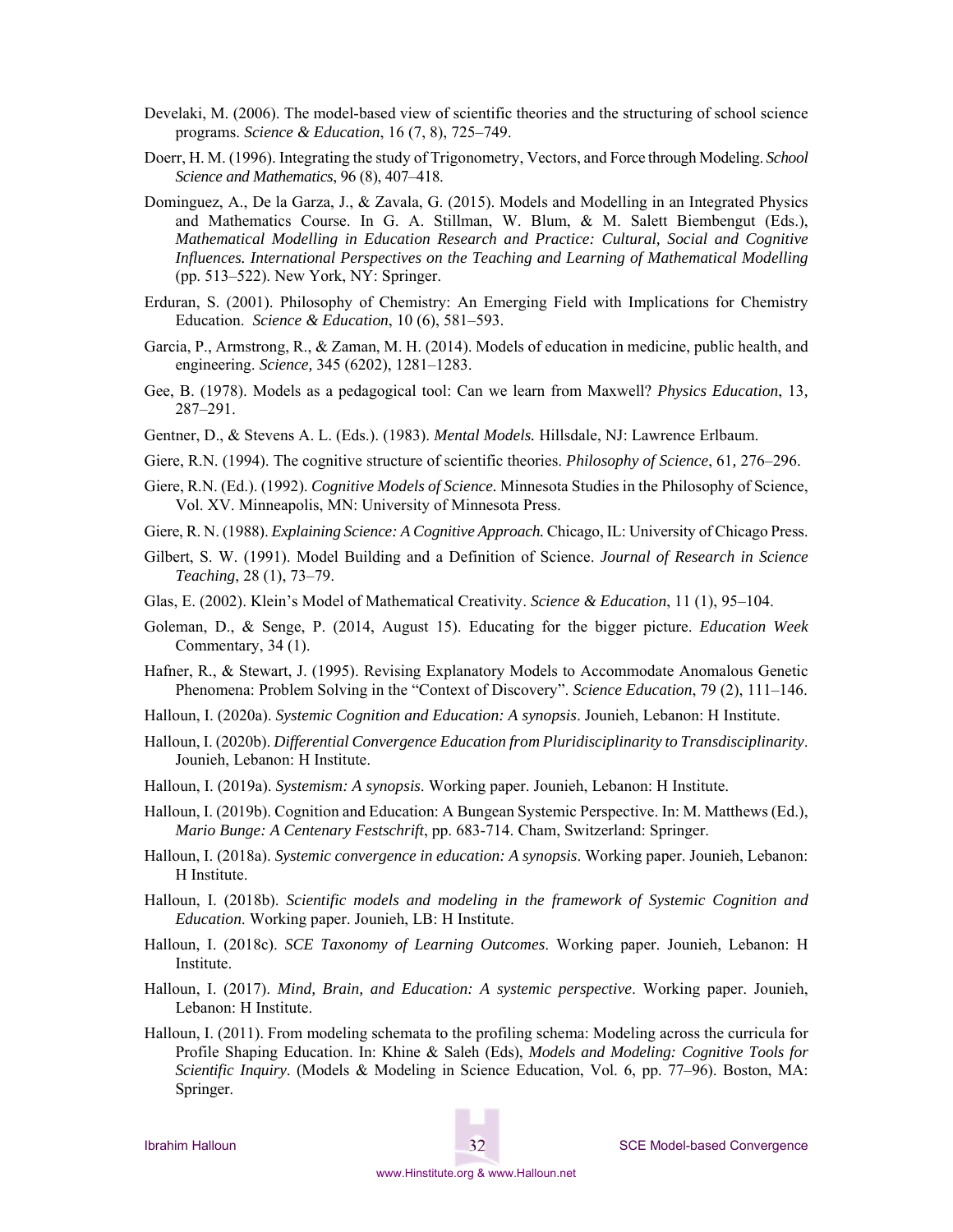Develaki, M. (2006). The model-based view of scientific theories and the structuring of school science programs. *Science & Education*, 16 (7, 8), 725–749.

Doerr, H. M. (1996). Integrating the study of Trigonometry, Vectors, and Force through Modeling. *School Science and Mathematics*, 96 (8), 407–418.

Dominguez, A., De la Garza, J., & Zavala, G. (2015). Models and Modelling in an Integrated Physics and Mathematics Course. In G. A. Stillman, W. Blum, & M. Salett Biembengut (Eds.), *Mathematical Modelling in Education Research and Practice: Cultural, Social and Cognitive Influences. International Perspectives on the Teaching and Learning of Mathematical Modelling* (pp. 513–522). New York, NY: Springer.

Erduran, S. (2001). Philosophy of Chemistry: An Emerging Field with Implications for Chemistry Education. *Science & Education*, 10 (6), 581–593.

Garcia, P., Armstrong, R., & Zaman, M. H. (2014). Models of education in medicine, public health, and engineering. *Science,* 345 (6202), 1281–1283.

Gee, B. (1978). Models as a pedagogical tool: Can we learn from Maxwell? *Physics Education*, 13*,* 287–291.

Gentner, D., & Stevens A. L. (Eds.). (1983). *Mental Models.* Hillsdale, NJ: Lawrence Erlbaum.

Giere, R.N. (1994). The cognitive structure of scientific theories. *Philosophy of Science*, 61*,* 276–296.

Giere, R.N. (Ed.). (1992). *Cognitive Models of Science.* Minnesota Studies in the Philosophy of Science, Vol. XV. Minneapolis, MN: University of Minnesota Press.

Giere, R. N. (1988). *Explaining Science: A Cognitive Approach.* Chicago, IL: University of Chicago Press.

Gilbert, S. W. (1991). Model Building and a Definition of Science. *Journal of Research in Science Teaching*, 28 (1), 73–79.

Glas, E. (2002). Klein's Model of Mathematical Creativity. *Science & Education*, 11 (1), 95–104.

Goleman, D., & Senge, P. (2014, August 15). Educating for the bigger picture. *Education Week* Commentary, 34 (1).

Hafner, R., & Stewart, J. (1995). Revising Explanatory Models to Accommodate Anomalous Genetic Phenomena: Problem Solving in the "Context of Discovery". *Science Education*, 79 (2), 111–146.

Halloun, I. (2020a). *Systemic Cognition and Education: A synopsis*. Jounieh, Lebanon: H Institute.

Halloun, I. (2020b). *Differential Convergence Education from Pluridisciplinarity to Transdisciplinarity*. Jounieh, Lebanon: H Institute.

Halloun, I. (2019a). *Systemism: A synopsis*. Working paper. Jounieh, Lebanon: H Institute.

Halloun, I. (2019b). Cognition and Education: A Bungean Systemic Perspective. In: M. Matthews (Ed.), *Mario Bunge: A Centenary Festschrift*, pp. 683-714. Cham, Switzerland: Springer.

Halloun, I. (2018a). *Systemic convergence in education: A synopsis*. Working paper. Jounieh, Lebanon: H Institute.

Halloun, I. (2018b). *Scientific models and modeling in the framework of Systemic Cognition and Education*. Working paper. Jounieh, LB: H Institute.

Halloun, I. (2018c). *SCE Taxonomy of Learning Outcomes*. Working paper. Jounieh, Lebanon: H Institute.

Halloun, I. (2017). *Mind, Brain, and Education: A systemic perspective*. Working paper. Jounieh, Lebanon: H Institute.

Halloun, I. (2011). From modeling schemata to the profiling schema: Modeling across the curricula for Profile Shaping Education. In: Khine & Saleh (Eds), *Models and Modeling: Cognitive Tools for Scientific Inquiry*. (Models & Modeling in Science Education, Vol. 6, pp. 77–96). Boston, MA: Springer.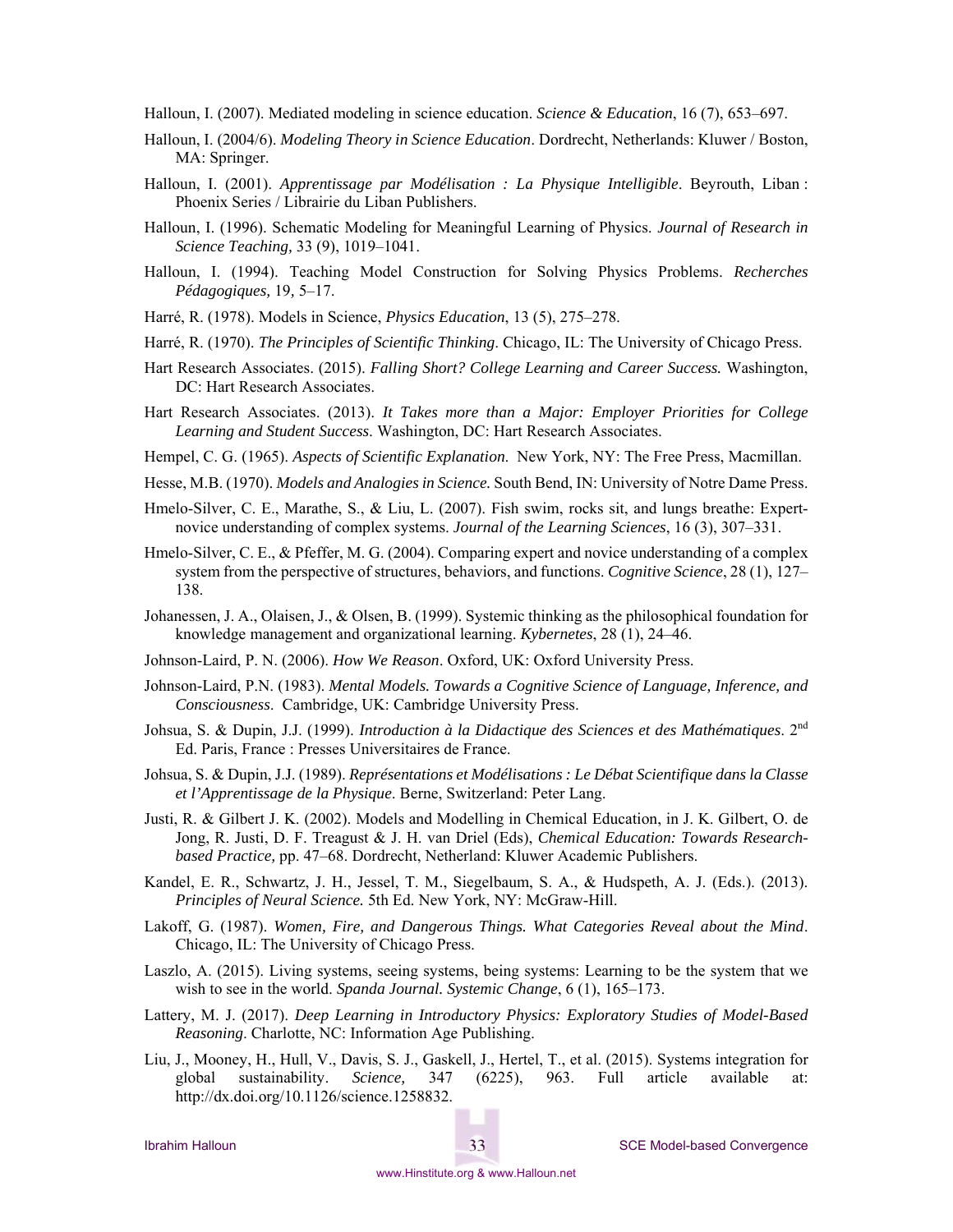Halloun, I. (2007). Mediated modeling in science education. *Science & Education*, 16 (7), 653–697.

Halloun, I. (2004/6). *Modeling Theory in Science Education*. Dordrecht, Netherlands: Kluwer / Boston, MA: Springer.

Halloun, I. (2001). *Apprentissage par Modélisation : La Physique Intelligible*. Beyrouth, Liban : Phoenix Series / Librairie du Liban Publishers.

Halloun, I. (1996). Schematic Modeling for Meaningful Learning of Physics. *Journal of Research in Science Teaching,* 33 (9), 1019–1041.

Halloun, I. (1994). Teaching Model Construction for Solving Physics Problems. *Recherches Pédagogiques,* 19*,* 5–17.

Harré, R. (1978). Models in Science, *Physics Education*, 13 (5), 275–278.

Harré, R. (1970). *The Principles of Scientific Thinking*. Chicago, IL: The University of Chicago Press.

Hart Research Associates. (2015). *Falling Short? College Learning and Career Success.* Washington, DC: Hart Research Associates.

Hart Research Associates. (2013). *It Takes more than a Major: Employer Priorities for College Learning and Student Success*. Washington, DC: Hart Research Associates.

Hempel, C. G. (1965). *Aspects of Scientific Explanation*. New York, NY: The Free Press, Macmillan.

Hesse, M.B. (1970). *Models and Analogies in Science.* South Bend, IN: University of Notre Dame Press.

Hmelo-Silver, C. E., Marathe, S., & Liu, L. (2007). Fish swim, rocks sit, and lungs breathe: Expert-novice understanding of complex systems. *Journal of the Learning Sciences*, 16 (3), 307–331.

Hmelo-Silver, C. E., & Pfeffer, M. G. (2004). Comparing expert and novice understanding of a complex system from the perspective of structures, behaviors, and functions. *Cognitive Science*, 28 (1), 127–138.

Johanessen, J. A., Olaisen, J., & Olsen, B. (1999). Systemic thinking as the philosophical foundation for knowledge management and organizational learning. *Kybernetes*, 28 (1), 24–46.

Johnson-Laird, P. N. (2006). *How We Reason*. Oxford, UK: Oxford University Press.

Johnson-Laird, P.N. (1983). *Mental Models. Towards a Cognitive Science of Language, Inference, and Consciousness*. Cambridge, UK: Cambridge University Press.

Johsua, S. & Dupin, J.J. (1999). *Introduction à la Didactique des Sciences et des Mathématiques*. 2nd Ed. Paris, France : Presses Universitaires de France.

Johsua, S. & Dupin, J.J. (1989). *Représentations et Modélisations : Le Débat Scientifique dans la Classe et l'Apprentissage de la Physique*. Berne, Switzerland: Peter Lang.

Justi, R. & Gilbert J. K. (2002). Models and Modelling in Chemical Education, in J. K. Gilbert, O. de Jong, R. Justi, D. F. Treagust & J. H. van Driel (Eds), *Chemical Education: Towards Research-based Practice,* pp. 47–68. Dordrecht, Netherland: Kluwer Academic Publishers.

Kandel, E. R., Schwartz, J. H., Jessel, T. M., Siegelbaum, S. A., & Hudspeth, A. J. (Eds.). (2013). *Principles of Neural Science.* 5th Ed. New York, NY: McGraw-Hill.

Lakoff, G. (1987). *Women, Fire, and Dangerous Things. What Categories Reveal about the Mind*. Chicago, IL: The University of Chicago Press.

Laszlo, A. (2015). Living systems, seeing systems, being systems: Learning to be the system that we wish to see in the world. *Spanda Journal. Systemic Change*, 6 (1), 165–173.

Lattery, M. J. (2017). *Deep Learning in Introductory Physics: Exploratory Studies of Model-Based Reasoning*. Charlotte, NC: Information Age Publishing.

Liu, J., Mooney, H., Hull, V., Davis, S. J., Gaskell, J., Hertel, T., et al. (2015). Systems integration for global sustainability. *Science,* 347 (6225), 963. Full article available at: http://dx.doi.org/10.1126/science.1258832.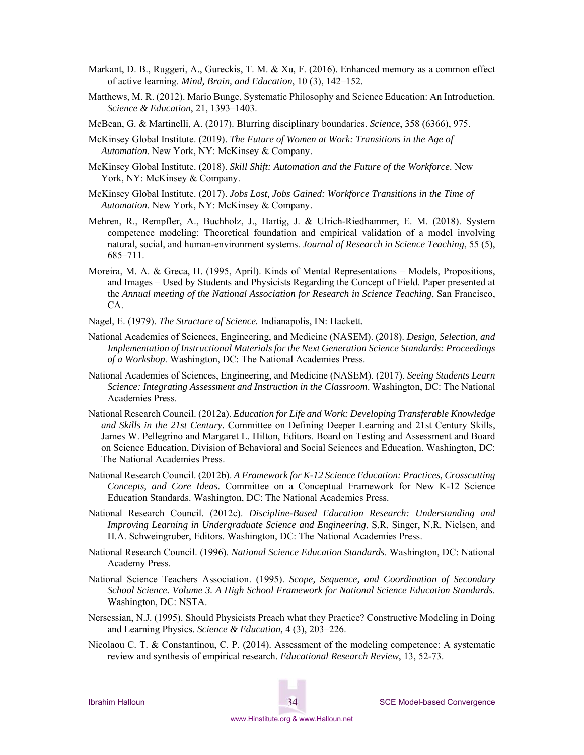Markant, D. B., Ruggeri, A., Gureckis, T. M. & Xu, F. (2016). Enhanced memory as a common effect of active learning. *Mind, Brain, and Education*, 10 (3), 142–152.

Matthews, M. R. (2012). Mario Bunge, Systematic Philosophy and Science Education: An Introduction. *Science & Education*, 21, 1393–1403.

McBean, G. & Martinelli, A. (2017). Blurring disciplinary boundaries. *Science*, 358 (6366), 975.

McKinsey Global Institute. (2019). *The Future of Women at Work: Transitions in the Age of Automation*. New York, NY: McKinsey & Company.

McKinsey Global Institute. (2018). *Skill Shift: Automation and the Future of the Workforce*. New York, NY: McKinsey & Company.

McKinsey Global Institute. (2017). *Jobs Lost, Jobs Gained: Workforce Transitions in the Time of Automation*. New York, NY: McKinsey & Company.

Mehren, R., Rempfler, A., Buchholz, J., Hartig, J. & Ulrich-Riedhammer, E. M. (2018). System competence modeling: Theoretical foundation and empirical validation of a model involving natural, social, and human-environment systems. *Journal of Research in Science Teaching*, 55 (5), 685–711.

Moreira, M. A. & Greca, H. (1995, April). Kinds of Mental Representations – Models, Propositions, and Images – Used by Students and Physicists Regarding the Concept of Field. Paper presented at the *Annual meeting of the National Association for Research in Science Teaching*, San Francisco, CA.

Nagel, E. (1979). *The Structure of Science.* Indianapolis, IN: Hackett.

National Academies of Sciences, Engineering, and Medicine (NASEM). (2018). *Design, Selection, and Implementation of Instructional Materials for the Next Generation Science Standards: Proceedings of a Workshop*. Washington, DC: The National Academies Press.

National Academies of Sciences, Engineering, and Medicine (NASEM). (2017). *Seeing Students Learn Science: Integrating Assessment and Instruction in the Classroom*. Washington, DC: The National Academies Press.

National Research Council. (2012a). *Education for Life and Work: Developing Transferable Knowledge and Skills in the 21st Century*. Committee on Defining Deeper Learning and 21st Century Skills, James W. Pellegrino and Margaret L. Hilton, Editors. Board on Testing and Assessment and Board on Science Education, Division of Behavioral and Social Sciences and Education. Washington, DC: The National Academies Press.

National Research Council. (2012b). *A Framework for K-12 Science Education: Practices, Crosscutting Concepts, and Core Ideas*. Committee on a Conceptual Framework for New K-12 Science Education Standards. Washington, DC: The National Academies Press.

National Research Council. (2012c). *Discipline-Based Education Research: Understanding and Improving Learning in Undergraduate Science and Engineering*. S.R. Singer, N.R. Nielsen, and H.A. Schweingruber, Editors. Washington, DC: The National Academies Press.

National Research Council. (1996). *National Science Education Standards*. Washington, DC: National Academy Press.

National Science Teachers Association. (1995). *Scope, Sequence, and Coordination of Secondary School Science. Volume 3. A High School Framework for National Science Education Standards*. Washington, DC: NSTA.

Nersessian, N.J. (1995). Should Physicists Preach what they Practice? Constructive Modeling in Doing and Learning Physics. *Science & Education,* 4 (3), 203–226.

Nicolaou C. T. & Constantinou, C. P. (2014). Assessment of the modeling competence: A systematic review and synthesis of empirical research. *Educational Research Review*, 13, 52-73.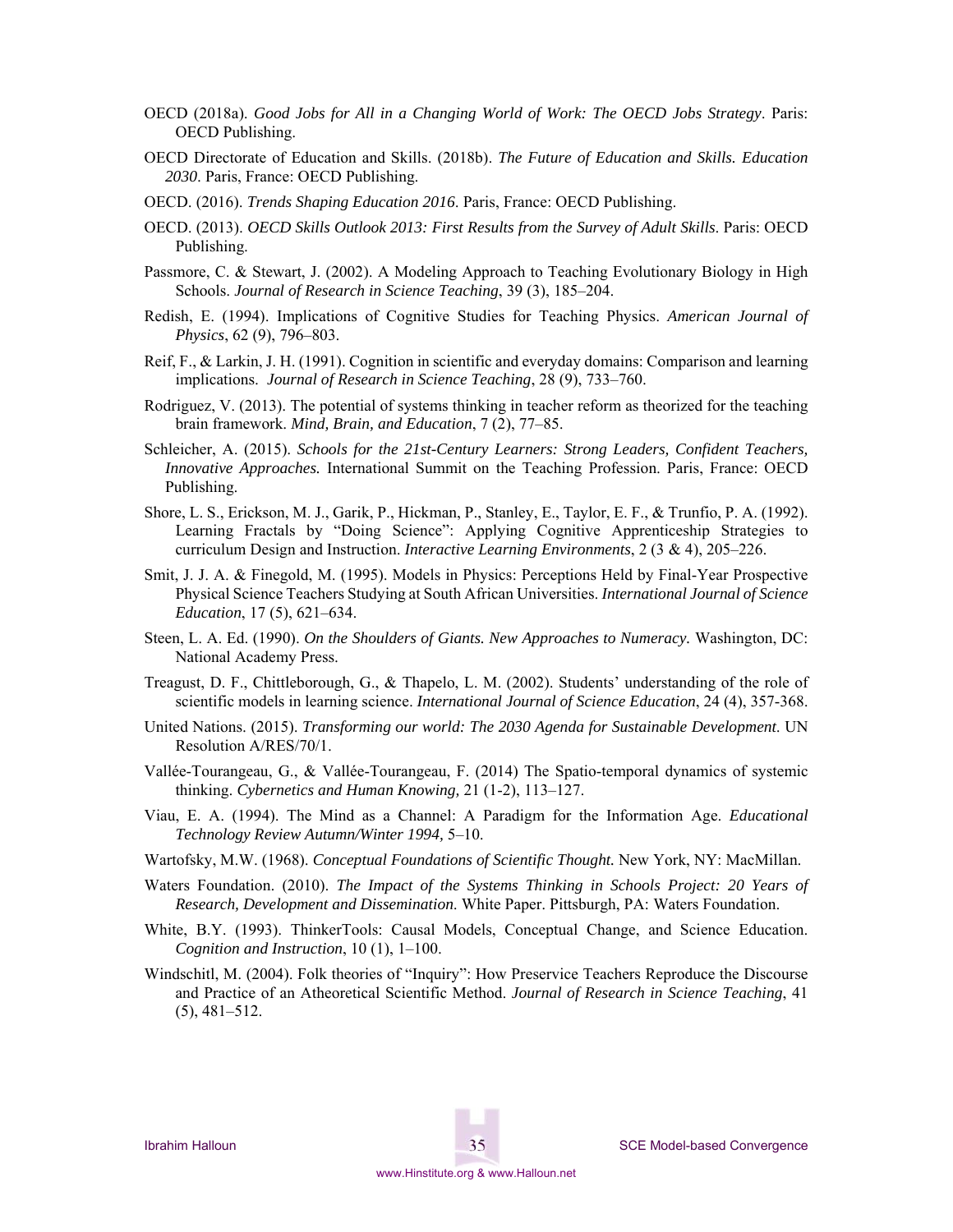OECD (2018a). *Good Jobs for All in a Changing World of Work: The OECD Jobs Strategy*. Paris: OECD Publishing.

OECD Directorate of Education and Skills. (2018b). *The Future of Education and Skills. Education 2030*. Paris, France: OECD Publishing.

OECD. (2016). *Trends Shaping Education 2016*. Paris, France: OECD Publishing.

OECD. (2013). *OECD Skills Outlook 2013: First Results from the Survey of Adult Skills*. Paris: OECD Publishing.

Passmore, C. & Stewart, J. (2002). A Modeling Approach to Teaching Evolutionary Biology in High Schools. *Journal of Research in Science Teaching*, 39 (3), 185–204.

Redish, E. (1994). Implications of Cognitive Studies for Teaching Physics. *American Journal of Physics*, 62 (9), 796–803.

Reif, F., & Larkin, J. H. (1991). Cognition in scientific and everyday domains: Comparison and learning implications. *Journal of Research in Science Teaching*, 28 (9), 733–760.

Rodriguez, V. (2013). The potential of systems thinking in teacher reform as theorized for the teaching brain framework. *Mind, Brain, and Education*, 7 (2), 77–85.

Schleicher, A. (2015). *Schools for the 21st-Century Learners: Strong Leaders, Confident Teachers, Innovative Approaches.* International Summit on the Teaching Profession. Paris, France: OECD Publishing.

Shore, L. S., Erickson, M. J., Garik, P., Hickman, P., Stanley, E., Taylor, E. F., & Trunfio, P. A. (1992). Learning Fractals by "Doing Science": Applying Cognitive Apprenticeship Strategies to curriculum Design and Instruction. *Interactive Learning Environments*, 2 (3 & 4), 205–226.

Smit, J. J. A. & Finegold, M. (1995). Models in Physics: Perceptions Held by Final-Year Prospective Physical Science Teachers Studying at South African Universities. *International Journal of Science Education*, 17 (5), 621–634.

Steen, L. A. Ed. (1990). *On the Shoulders of Giants. New Approaches to Numeracy.* Washington, DC: National Academy Press.

Treagust, D. F., Chittleborough, G., & Thapelo, L. M. (2002). Students' understanding of the role of scientific models in learning science. *International Journal of Science Education*, 24 (4), 357-368.

United Nations. (2015). *Transforming our world: The 2030 Agenda for Sustainable Development*. UN Resolution A/RES/70/1.

Vallée-Tourangeau, G., & Vallée-Tourangeau, F. (2014) The Spatio-temporal dynamics of systemic thinking. *Cybernetics and Human Knowing,* 21 (1-2), 113–127.

Viau, E. A. (1994). The Mind as a Channel: A Paradigm for the Information Age. *Educational Technology Review Autumn/Winter 1994,* 5–10.

Wartofsky, M.W. (1968). *Conceptual Foundations of Scientific Thought.* New York, NY: MacMillan.

Waters Foundation. (2010). *The Impact of the Systems Thinking in Schools Project: 20 Years of Research, Development and Dissemination.* White Paper. Pittsburgh, PA: Waters Foundation.

White, B.Y. (1993). ThinkerTools: Causal Models, Conceptual Change, and Science Education. *Cognition and Instruction*, 10 (1), 1–100.

Windschitl, M. (2004). Folk theories of "Inquiry": How Preservice Teachers Reproduce the Discourse and Practice of an Atheoretical Scientific Method. *Journal of Research in Science Teaching*, 41 (5), 481–512.